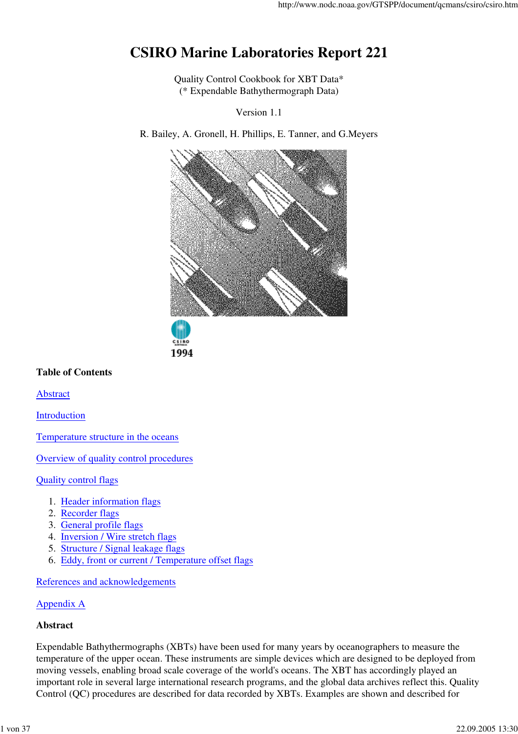# CSIRO Marine Laboratories Report 221

Quality Control Cookbook for XBT Data*
(* Expendable Bathythermograph Data)

Version 1.1

R. Bailey, A. Gronell, H. Phillips, E. Tanner, and G.Meyers

1994

**Table of Contents**

Abstract

Introduction

Temperature structure in the oceans

Overview of quality control procedures

Quality control flags

1. Header information flags
2. Recorder flags
3. General profile flags
4. Inversion / Wire stretch flags
5. Structure / Signal leakage flags
6. Eddy, front or current / Temperature offset flags

References and acknowledgements

Appendix A

**Abstract**

Expendable Bathythermographs (XBTs) have been used for many years by oceanographers to measure the temperature of the upper ocean. These instruments are simple devices which are designed to be deployed from moving vessels, enabling broad scale coverage of the world's oceans. The XBT has accordingly played an important role in several large international research programs, and the global data archives reflect this. Quality Control (QC) procedures are described for data recorded by XBTs. Examples are shown and described for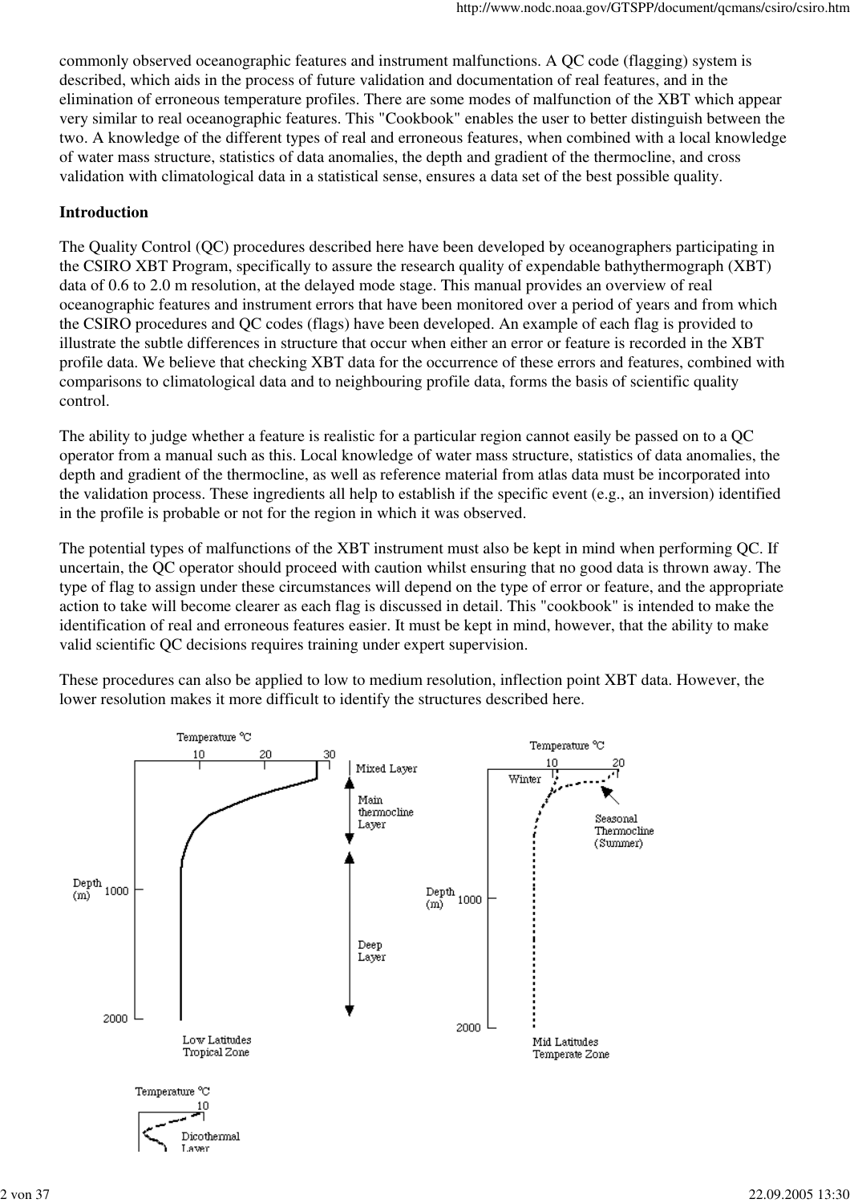commonly observed oceanographic features and instrument malfunctions. A QC code (flagging) system is described, which aids in the process of future validation and documentation of real features, and in the elimination of erroneous temperature profiles. There are some modes of malfunction of the XBT which appear very similar to real oceanographic features. This "Cookbook" enables the user to better distinguish between the two. A knowledge of the different types of real and erroneous features, when combined with a local knowledge of water mass structure, statistics of data anomalies, the depth and gradient of the thermocline, and cross validation with climatological data in a statistical sense, ensures a data set of the best possible quality.

**Introduction**

The Quality Control (QC) procedures described here have been developed by oceanographers participating in the CSIRO XBT Program, specifically to assure the research quality of expendable bathythermograph (XBT) data of 0.6 to 2.0 m resolution, at the delayed mode stage. This manual provides an overview of real oceanographic features and instrument errors that have been monitored over a period of years and from which the CSIRO procedures and QC codes (flags) have been developed. An example of each flag is provided to illustrate the subtle differences in structure that occur when either an error or feature is recorded in the XBT profile data. We believe that checking XBT data for the occurrence of these errors and features, combined with comparisons to climatological data and to neighbouring profile data, forms the basis of scientific quality control.

The ability to judge whether a feature is realistic for a particular region cannot easily be passed on to a QC operator from a manual such as this. Local knowledge of water mass structure, statistics of data anomalies, the depth and gradient of the thermocline, as well as reference material from atlas data must be incorporated into the validation process. These ingredients all help to establish if the specific event (e.g., an inversion) identified in the profile is probable or not for the region in which it was observed.

The potential types of malfunctions of the XBT instrument must also be kept in mind when performing QC. If uncertain, the QC operator should proceed with caution whilst ensuring that no good data is thrown away. The type of flag to assign under these circumstances will depend on the type of error or feature, and the appropriate action to take will become clearer as each flag is discussed in detail. This "cookbook" is intended to make the identification of real and erroneous features easier. It must be kept in mind, however, that the ability to make valid scientific QC decisions requires training under expert supervision.

These procedures can also be applied to low to medium resolution, inflection point XBT data. However, the lower resolution makes it more difficult to identify the structures described here.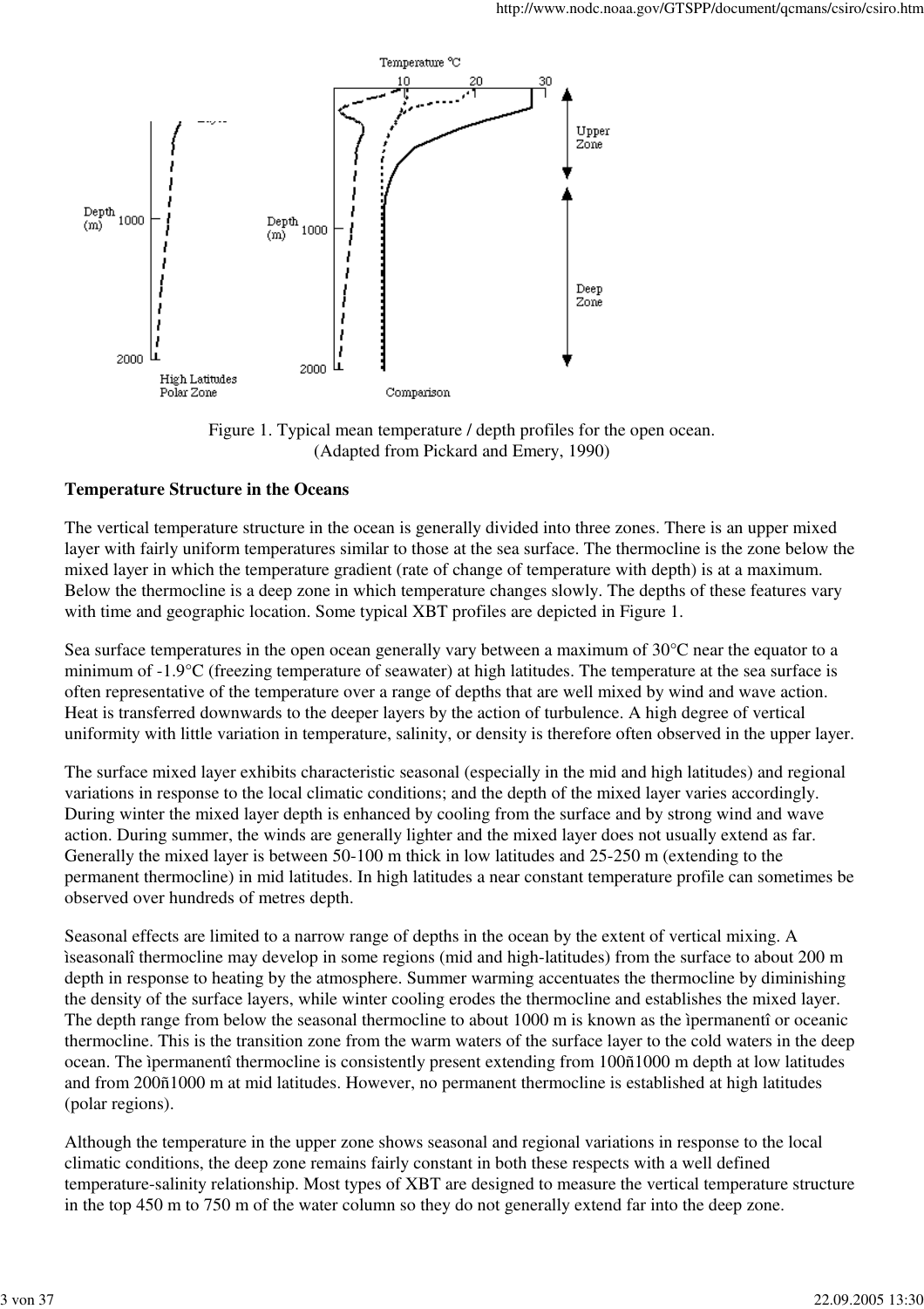Figure 1. Typical mean temperature / depth profiles for the open ocean.
(Adapted from Pickard and Emery, 1990)

**Temperature Structure in the Oceans**

The vertical temperature structure in the ocean is generally divided into three zones. There is an upper mixed layer with fairly uniform temperatures similar to those at the sea surface. The thermocline is the zone below the mixed layer in which the temperature gradient (rate of change of temperature with depth) is at a maximum. Below the thermocline is a deep zone in which temperature changes slowly. The depths of these features vary with time and geographic location. Some typical XBT profiles are depicted in Figure 1.

Sea surface temperatures in the open ocean generally vary between a maximum of 30°C near the equator to a minimum of -1.9°C (freezing temperature of seawater) at high latitudes. The temperature at the sea surface is often representative of the temperature over a range of depths that are well mixed by wind and wave action. Heat is transferred downwards to the deeper layers by the action of turbulence. A high degree of vertical uniformity with little variation in temperature, salinity, or density is therefore often observed in the upper layer.

The surface mixed layer exhibits characteristic seasonal (especially in the mid and high latitudes) and regional variations in response to the local climatic conditions; and the depth of the mixed layer varies accordingly. During winter the mixed layer depth is enhanced by cooling from the surface and by strong wind and wave action. During summer, the winds are generally lighter and the mixed layer does not usually extend as far. Generally the mixed layer is between 50-100 m thick in low latitudes and 25-250 m (extending to the permanent thermocline) in mid latitudes. In high latitudes a near constant temperature profile can sometimes be observed over hundreds of metres depth.

Seasonal effects are limited to a narrow range of depths in the ocean by the extent of vertical mixing. A ìseasonalî thermocline may develop in some regions (mid and high-latitudes) from the surface to about 200 m depth in response to heating by the atmosphere. Summer warming accentuates the thermocline by diminishing the density of the surface layers, while winter cooling erodes the thermocline and establishes the mixed layer. The depth range from below the seasonal thermocline to about 1000 m is known as the ìpermanentî or oceanic thermocline. This is the transition zone from the warm waters of the surface layer to the cold waters in the deep ocean. The ìpermanentî thermocline is consistently present extending from 100ñ1000 m depth at low latitudes and from 200ñ1000 m at mid latitudes. However, no permanent thermocline is established at high latitudes (polar regions).

Although the temperature in the upper zone shows seasonal and regional variations in response to the local climatic conditions, the deep zone remains fairly constant in both these respects with a well defined temperature-salinity relationship. Most types of XBT are designed to measure the vertical temperature structure in the top 450 m to 750 m of the water column so they do not generally extend far into the deep zone.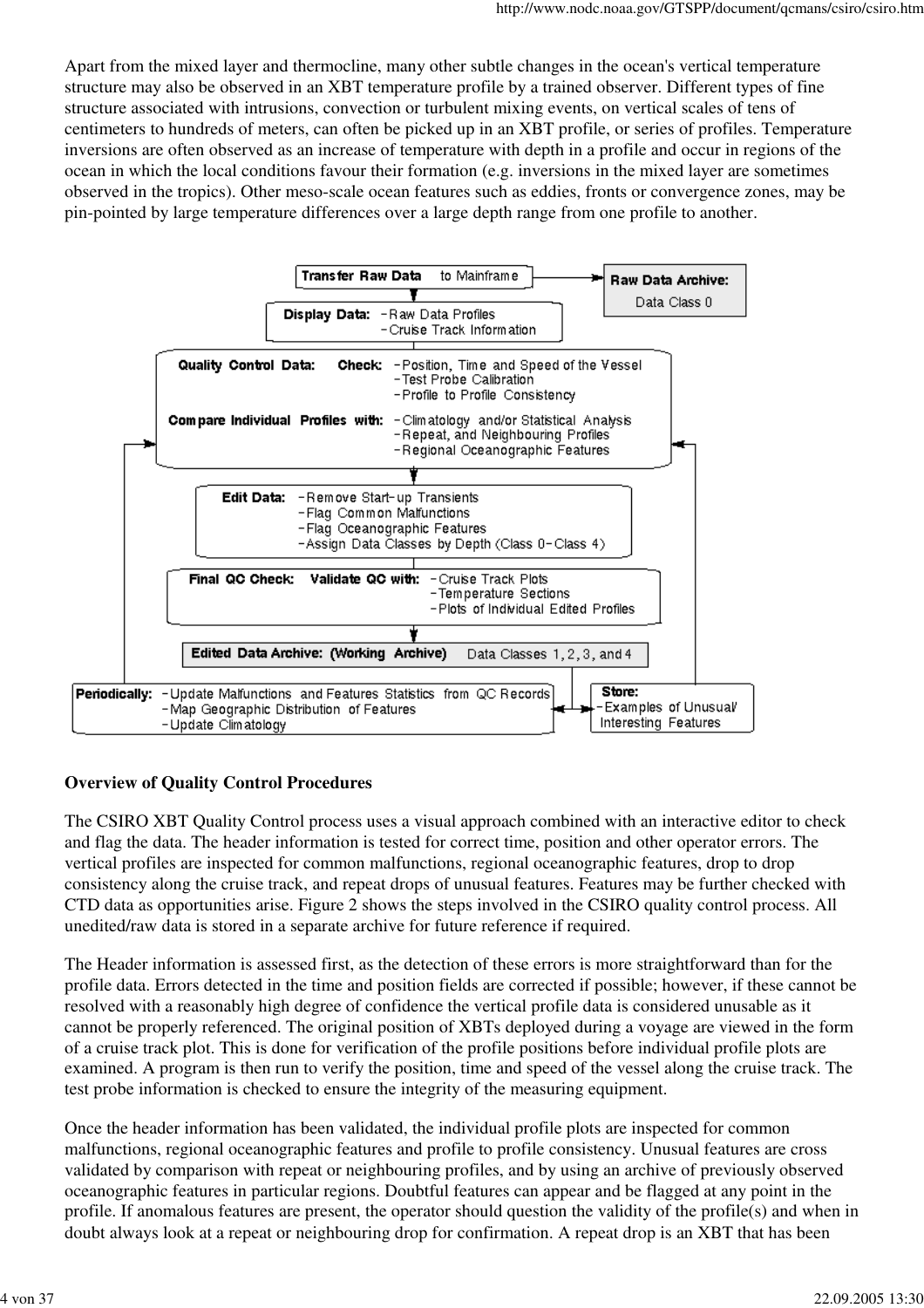Apart from the mixed layer and thermocline, many other subtle changes in the ocean's vertical temperature structure may also be observed in an XBT temperature profile by a trained observer. Different types of fine structure associated with intrusions, convection or turbulent mixing events, on vertical scales of tens of centimeters to hundreds of meters, can often be picked up in an XBT profile, or series of profiles. Temperature inversions are often observed as an increase of temperature with depth in a profile and occur in regions of the ocean in which the local conditions favour their formation (e.g. inversions in the mixed layer are sometimes observed in the tropics). Other meso-scale ocean features such as eddies, fronts or convergence zones, may be pin-pointed by large temperature differences over a large depth range from one profile to another.

**Transfer Raw Data** to Mainframe → **Raw Data Archive:** Data Class 0

**Display Data:**
- Raw Data Profiles
- Cruise Track Information

**Quality Control Data:** **Check:**
- Position, Time and Speed of the Vessel
- Test Probe Calibration
- Profile to Profile Consistency

**Compare Individual Profiles with:**
- Climatology and/or Statistical Analysis
- Repeat, and Neighbouring Profiles
- Regional Oceanographic Features

**Edit Data:**
- Remove Start-up Transients
- Flag Common Malfunctions
- Flag Oceanographic Features
- Assign Data Classes by Depth (Class 0 - Class 4)

**Final QC Check:** **Validate QC with:**
- Cruise Track Plots
- Temperature Sections
- Plots of Individual Edited Profiles

**Edited Data Archive: (Working Archive)** Data Classes 1, 2, 3, and 4

**Periodically:**
- Update Malfunctions and Features Statistics from QC Records
- Map Geographic Distribution of Features
- Update Climatology

**Store:**
- Examples of Unusual/Interesting Features

## Overview of Quality Control Procedures

The CSIRO XBT Quality Control process uses a visual approach combined with an interactive editor to check and flag the data. The header information is tested for correct time, position and other operator errors. The vertical profiles are inspected for common malfunctions, regional oceanographic features, drop to drop consistency along the cruise track, and repeat drops of unusual features. Features may be further checked with CTD data as opportunities arise. Figure 2 shows the steps involved in the CSIRO quality control process. All unedited/raw data is stored in a separate archive for future reference if required.

The Header information is assessed first, as the detection of these errors is more straightforward than for the profile data. Errors detected in the time and position fields are corrected if possible; however, if these cannot be resolved with a reasonably high degree of confidence the vertical profile data is considered unusable as it cannot be properly referenced. The original position of XBTs deployed during a voyage are viewed in the form of a cruise track plot. This is done for verification of the profile positions before individual profile plots are examined. A program is then run to verify the position, time and speed of the vessel along the cruise track. The test probe information is checked to ensure the integrity of the measuring equipment.

Once the header information has been validated, the individual profile plots are inspected for common malfunctions, regional oceanographic features and profile to profile consistency. Unusual features are cross validated by comparison with repeat or neighbouring profiles, and by using an archive of previously observed oceanographic features in particular regions. Doubtful features can appear and be flagged at any point in the profile. If anomalous features are present, the operator should question the validity of the profile(s) and when in doubt always look at a repeat or neighbouring drop for confirmation. A repeat drop is an XBT that has been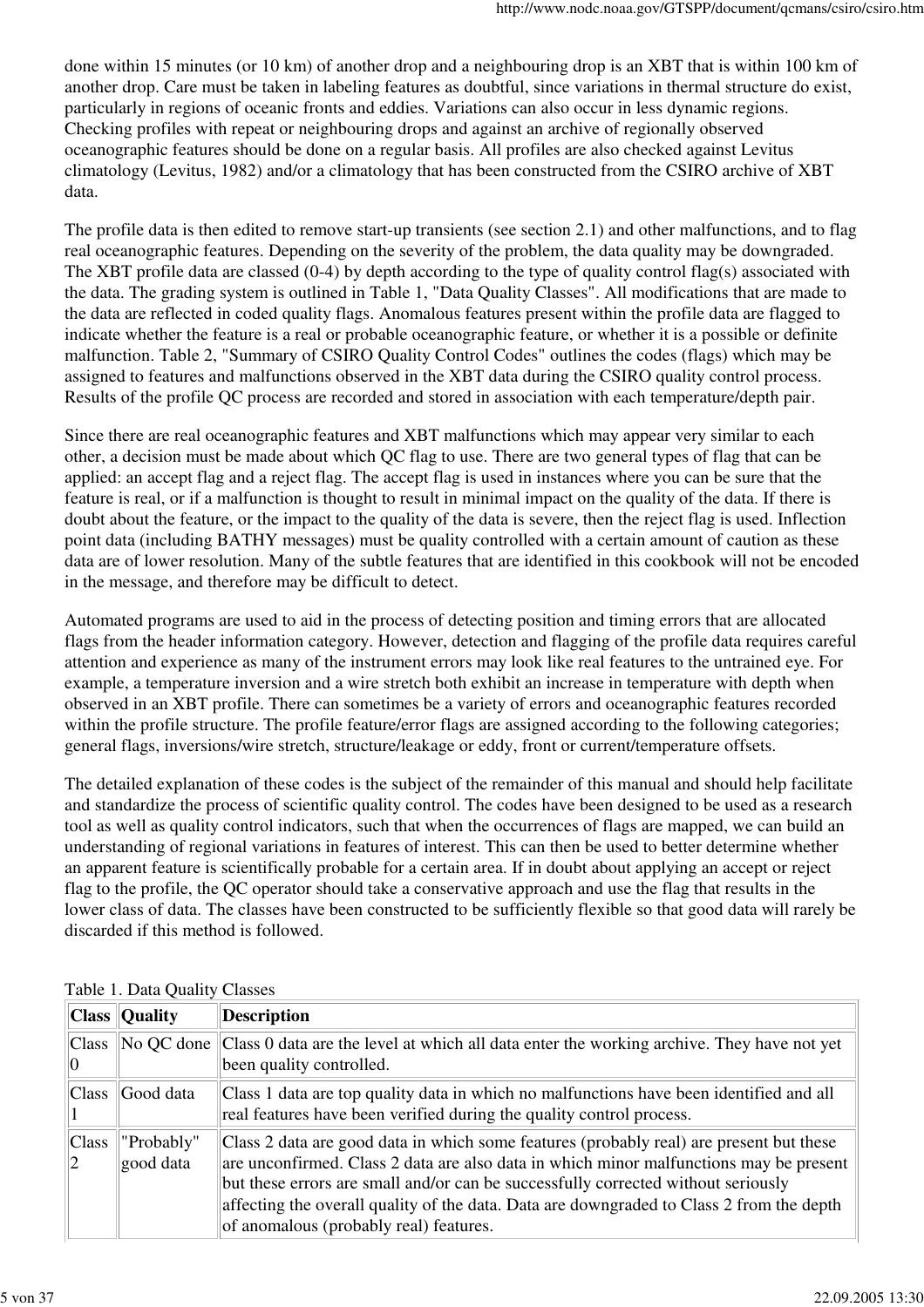done within 15 minutes (or 10 km) of another drop and a neighbouring drop is an XBT that is within 100 km of another drop. Care must be taken in labeling features as doubtful, since variations in thermal structure do exist, particularly in regions of oceanic fronts and eddies. Variations can also occur in less dynamic regions. Checking profiles with repeat or neighbouring drops and against an archive of regionally observed oceanographic features should be done on a regular basis. All profiles are also checked against Levitus climatology (Levitus, 1982) and/or a climatology that has been constructed from the CSIRO archive of XBT data.

The profile data is then edited to remove start-up transients (see section 2.1) and other malfunctions, and to flag real oceanographic features. Depending on the severity of the problem, the data quality may be downgraded. The XBT profile data are classed (0-4) by depth according to the type of quality control flag(s) associated with the data. The grading system is outlined in Table 1, "Data Quality Classes". All modifications that are made to the data are reflected in coded quality flags. Anomalous features present within the profile data are flagged to indicate whether the feature is a real or probable oceanographic feature, or whether it is a possible or definite malfunction. Table 2, "Summary of CSIRO Quality Control Codes" outlines the codes (flags) which may be assigned to features and malfunctions observed in the XBT data during the CSIRO quality control process. Results of the profile QC process are recorded and stored in association with each temperature/depth pair.

Since there are real oceanographic features and XBT malfunctions which may appear very similar to each other, a decision must be made about which QC flag to use. There are two general types of flag that can be applied: an accept flag and a reject flag. The accept flag is used in instances where you can be sure that the feature is real, or if a malfunction is thought to result in minimal impact on the quality of the data. If there is doubt about the feature, or the impact to the quality of the data is severe, then the reject flag is used. Inflection point data (including BATHY messages) must be quality controlled with a certain amount of caution as these data are of lower resolution. Many of the subtle features that are identified in this cookbook will not be encoded in the message, and therefore may be difficult to detect.

Automated programs are used to aid in the process of detecting position and timing errors that are allocated flags from the header information category. However, detection and flagging of the profile data requires careful attention and experience as many of the instrument errors may look like real features to the untrained eye. For example, a temperature inversion and a wire stretch both exhibit an increase in temperature with depth when observed in an XBT profile. There can sometimes be a variety of errors and oceanographic features recorded within the profile structure. The profile feature/error flags are assigned according to the following categories; general flags, inversions/wire stretch, structure/leakage or eddy, front or current/temperature offsets.

The detailed explanation of these codes is the subject of the remainder of this manual and should help facilitate and standardize the process of scientific quality control. The codes have been designed to be used as a research tool as well as quality control indicators, such that when the occurrences of flags are mapped, we can build an understanding of regional variations in features of interest. This can then be used to better determine whether an apparent feature is scientifically probable for a certain area. If in doubt about applying an accept or reject flag to the profile, the QC operator should take a conservative approach and use the flag that results in the lower class of data. The classes have been constructed to be sufficiently flexible so that good data will rarely be discarded if this method is followed.

Table 1. Data Quality Classes

| Class | Quality | Description |
|---|---|---|
| Class 0 | No QC done | Class 0 data are the level at which all data enter the working archive. They have not yet been quality controlled. |
| Class 1 | Good data | Class 1 data are top quality data in which no malfunctions have been identified and all real features have been verified during the quality control process. |
| Class 2 | "Probably" good data | Class 2 data are good data in which some features (probably real) are present but these are unconfirmed. Class 2 data are also data in which minor malfunctions may be present but these errors are small and/or can be successfully corrected without seriously affecting the overall quality of the data. Data are downgraded to Class 2 from the depth of anomalous (probably real) features. |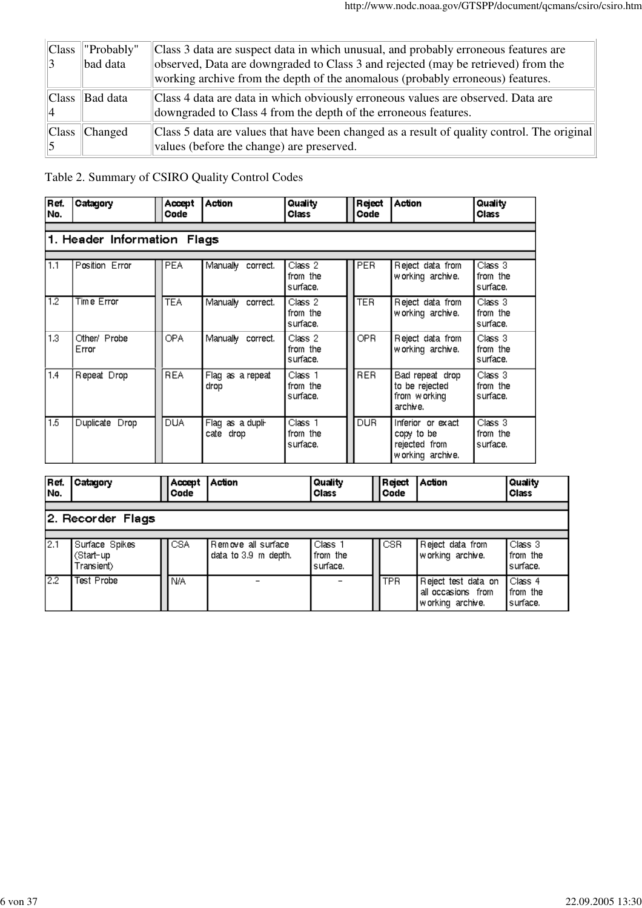| | | |
|---|---|---|
| Class 3 | "Probably" bad data | Class 3 data are suspect data in which unusual, and probably erroneous features are observed, Data are downgraded to Class 3 and rejected (may be retrieved) from the working archive from the depth of the anomalous (probably erroneous) features. |
| Class 4 | Bad data | Class 4 data are data in which obviously erroneous values are observed. Data are downgraded to Class 4 from the depth of the erroneous features. |
| Class 5 | Changed | Class 5 data are values that have been changed as a result of quality control. The original values (before the change) are preserved. |

Table 2. Summary of CSIRO Quality Control Codes

| Ref. No. | Catagory | Accept Code | Action | Quality Class | Reject Code | Action | Quality Class |
|---|---|---|---|---|---|---|---|
| **1. Header Information Flags** | | | | | | | |
| 1.1 | Position Error | PEA | Manually correct. | Class 2 from the surface. | PER | Reject data from working archive. | Class 3 from the surface. |
| 1.2 | Time Error | TEA | Manually correct. | Class 2 from the surface. | TER | Reject data from working archive. | Class 3 from the surface. |
| 1.3 | Other/ Probe Error | OPA | Manually correct. | Class 2 from the surface. | OPR | Reject data from working archive. | Class 3 from the surface. |
| 1.4 | Repeat Drop | REA | Flag as a repeat drop | Class 1 from the surface. | RER | Bad repeat drop to be rejected from working archive. | Class 3 from the surface. |
| 1.5 | Duplicate Drop | DUA | Flag as a duplicate drop | Class 1 from the surface. | DUR | Inferior or exact copy to be rejected from working archive. | Class 3 from the surface. |

| Ref. No. | Catagory | Accept Code | Action | Quality Class | Reject Code | Action | Quality Class |
|---|---|---|---|---|---|---|---|
| **2. Recorder Flags** | | | | | | | |
| 2.1 | Surface Spikes (Start-up Transient) | CSA | Remove all surface data to 3.9 m depth. | Class 1 from the surface. | CSR | Reject data from working archive. | Class 3 from the surface. |
| 2.2 | Test Probe | N/A | - | - | TPR | Reject test data on all occasions from working archive. | Class 4 from the surface. |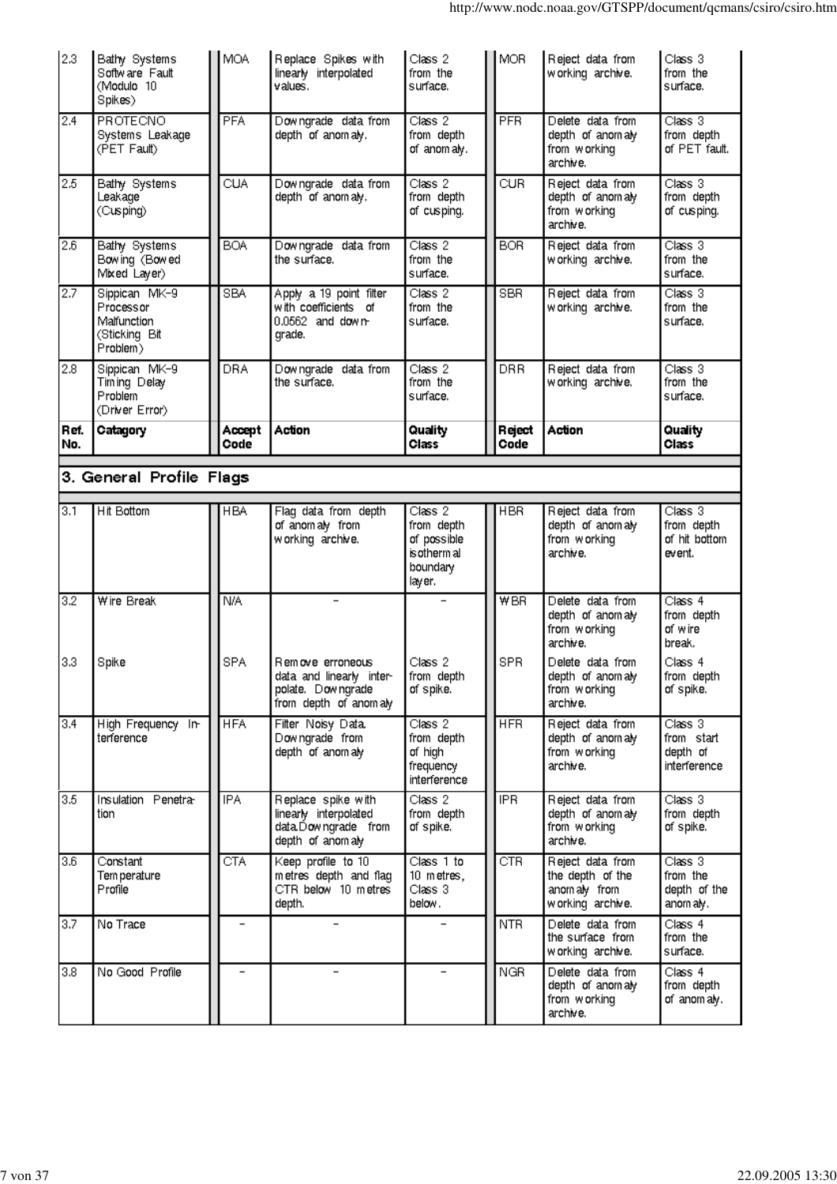| Ref. No. | Catagory | Accept Code | Action | Quality Class | Reject Code | Action | Quality Class |
|---|---|---|---|---|---|---|---|
| 2.3 | Bathy Systems Software Fault (Modulo 10 Spikes) | MOA | Replace Spikes with linearly interpolated values. | Class 2 from the surface. | MOR | Reject data from working archive. | Class 3 from the surface. |
| 2.4 | PROTECNO Systems Leakage (PET Fault) | PFA | Downgrade data from depth of anomaly. | Class 2 from depth of anomaly. | PFR | Delete data from depth of anomaly from working archive. | Class 3 from depth of PET fault. |
| 2.5 | Bathy Systems Leakage (Cusping) | CUA | Downgrade data from depth of anomaly. | Class 2 from depth of cusping. | CUR | Reject data from depth of anomaly from working archive. | Class 3 from depth of cusping. |
| 2.6 | Bathy Systems Bowing (Bowed Mixed Layer) | BOA | Downgrade data from the surface. | Class 2 from the surface. | BOR | Reject data from working archive. | Class 3 from the surface. |
| 2.7 | Sippican MK-9 Processor Malfunction (Sticking Bit Problem) | SBA | Apply a 19 point filter with coefficients of 0.0562 and downgrade. | Class 2 from the surface. | SBR | Reject data from working archive. | Class 3 from the surface. |
| 2.8 | Sippican MK-9 Timing Delay Problem (Driver Error) | DRA | Downgrade data from the surface. | Class 2 from the surface. | DRR | Reject data from working archive. | Class 3 from the surface. |

## 3. General Profile Flags

| Ref. No. | Catagory | Accept Code | Action | Quality Class | Reject Code | Action | Quality Class |
|---|---|---|---|---|---|---|---|
| 3.1 | Hit Bottom | HBA | Flag data from depth of anomaly from working archive. | Class 2 from depth of possible isothermal boundary layer. | HBR | Reject data from depth of anomaly from working archive. | Class 3 from depth of hit bottom event. |
| 3.2 | Wire Break | N/A | - | - | WBR | Delete data from depth of anomaly from working archive. | Class 4 from depth of wire break. |
| 3.3 | Spike | SPA | Remove erroneous data and linearly interpolate. Downgrade from depth of anomaly | Class 2 from depth of spike. | SPR | Delete data from depth of anomaly from working archive. | Class 4 from depth of spike. |
| 3.4 | High Frequency Interference | HFA | Filter Noisy Data. Downgrade from depth of anomaly | Class 2 from depth of high frequency interference | HFR | Reject data from depth of anomaly from working archive. | Class 3 from start depth of interference |
| 3.5 | Insulation Penetration | IPA | Replace spike with linearly interpolated data.Downgrade from depth of anomaly | Class 2 from depth of spike. | IPR | Reject data from depth of anomaly from working archive. | Class 3 from depth of spike. |
| 3.6 | Constant Temperature Profile | CTA | Keep profile to 10 metres depth and flag CTR below 10 metres depth. | Class 1 to 10 metres, Class 3 below. | CTR | Reject data from the depth of the anomaly from working archive. | Class 3 from the depth of the anomaly. |
| 3.7 | No Trace | - | - | - | NTR | Delete data from the surface from working archive. | Class 4 from the surface. |
| 3.8 | No Good Profile | - | - | - | NGR | Delete data from depth of anomaly from working archive. | Class 4 from depth of anomaly. |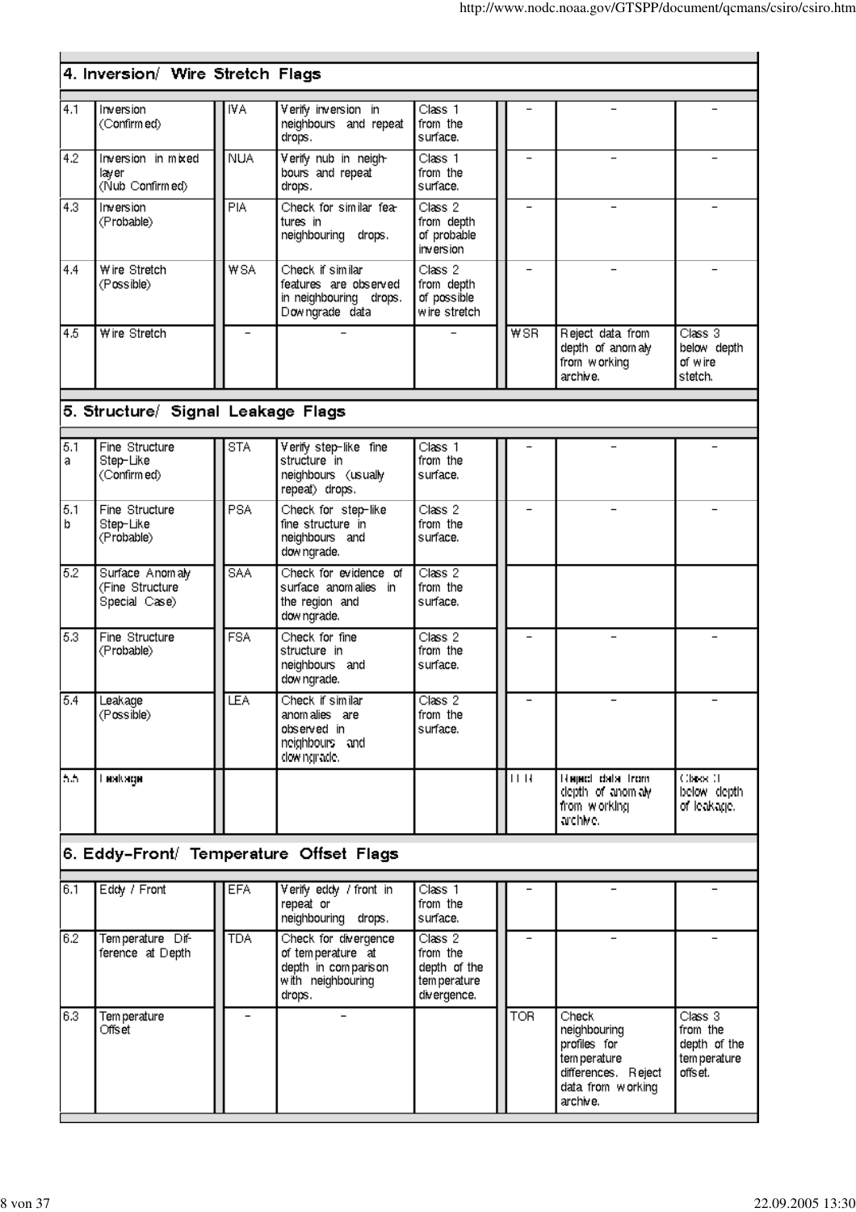| | 4. Inversion/ Wire Stretch Flags | | | | | | |
|---|---|---|---|---|---|---|---|
| 4.1 | Inversion (Confirmed) | IVA | Verify inversion in neighbours and repeat drops. | Class 1 from the surface. | – | – | – |
| 4.2 | Inversion in mixed layer (Nub Confirmed) | NUA | Verify nub in neighbours and repeat drops. | Class 1 from the surface. | – | – | – |
| 4.3 | Inversion (Probable) | PIA | Check for similar features in neighbouring drops. | Class 2 from depth of probable inversion | – | – | – |
| 4.4 | Wire Stretch (Possible) | WSA | Check if similar features are observed in neighbouring drops. Downgrade data | Class 2 from depth of possible wire stretch | – | – | – |
| 4.5 | Wire Stretch | – | – | – | WSR | Reject data from depth of anomaly from working archive. | Class 3 below depth of wire stetch. |
| | **5. Structure/ Signal Leakage Flags** | | | | | | |
| 5.1 a | Fine Structure Step-Like (Confirmed) | STA | Verify step-like fine structure in neighbours (usually repeat) drops. | Class 1 from the surface. | – | – | – |
| 5.1 b | Fine Structure Step-Like (Probable) | PSA | Check for step-like fine structure in neighbours and downgrade. | Class 2 from the surface. | – | – | – |
| 5.2 | Surface Anomaly (Fine Structure Special Case) | SAA | Check for evidence of surface anomalies in the region and downgrade. | Class 2 from the surface. | | | |
| 5.3 | Fine Structure (Probable) | FSA | Check for fine structure in neighbours and downgrade. | Class 2 from the surface. | – | – | – |
| 5.4 | Leakage (Possible) | LEA | Check if similar anomalies are observed in neighbours and downgrade. | Class 2 from the surface. | – | – | – |
| 5.5 | Leakage | | | | LER | Reject data from depth of anomaly from working archive. | Class 3 below depth of leakage. |
| | **6. Eddy-Front/ Temperature Offset Flags** | | | | | | |
| 6.1 | Eddy / Front | EFA | Verify eddy / front in repeat or neighbouring drops. | Class 1 from the surface. | – | – | – |
| 6.2 | Temperature Difference at Depth | TDA | Check for divergence of temperature at depth in comparison with neighbouring drops. | Class 2 from the depth of the temperature divergence. | – | – | – |
| 6.3 | Temperature Offset | – | – | | TOR | Check neighbouring profiles for temperature differences. Reject data from working archive. | Class 3 from the depth of the temperature offset. |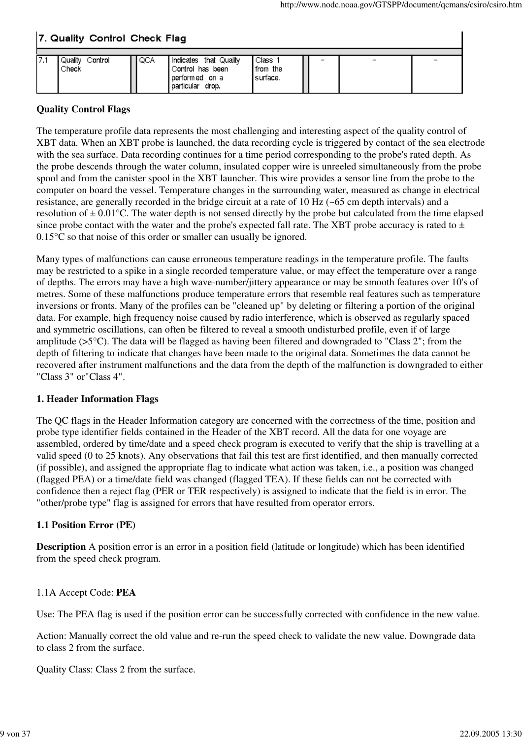| 7. Quality Control Check Flag | | | | | | | | | |
|---|---|---|---|---|---|---|---|---|---|
| 7.1 | Quality Control Check | | QCA | Indicates that Quality Control has been performed on a particular drop. | Class 1 from the surface. | | - | - | - |

**Quality Control Flags**

The temperature profile data represents the most challenging and interesting aspect of the quality control of XBT data. When an XBT probe is launched, the data recording cycle is triggered by contact of the sea electrode with the sea surface. Data recording continues for a time period corresponding to the probe's rated depth. As the probe descends through the water column, insulated copper wire is unreeled simultaneously from the probe spool and from the canister spool in the XBT launcher. This wire provides a sensor line from the probe to the computer on board the vessel. Temperature changes in the surrounding water, measured as change in electrical resistance, are generally recorded in the bridge circuit at a rate of 10 Hz (~65 cm depth intervals) and a resolution of ± 0.01°C. The water depth is not sensed directly by the probe but calculated from the time elapsed since probe contact with the water and the probe's expected fall rate. The XBT probe accuracy is rated to ± 0.15°C so that noise of this order or smaller can usually be ignored.

Many types of malfunctions can cause erroneous temperature readings in the temperature profile. The faults may be restricted to a spike in a single recorded temperature value, or may effect the temperature over a range of depths. The errors may have a high wave-number/jittery appearance or may be smooth features over 10's of metres. Some of these malfunctions produce temperature errors that resemble real features such as temperature inversions or fronts. Many of the profiles can be "cleaned up" by deleting or filtering a portion of the original data. For example, high frequency noise caused by radio interference, which is observed as regularly spaced and symmetric oscillations, can often be filtered to reveal a smooth undisturbed profile, even if of large amplitude (>5°C). The data will be flagged as having been filtered and downgraded to "Class 2"; from the depth of filtering to indicate that changes have been made to the original data. Sometimes the data cannot be recovered after instrument malfunctions and the data from the depth of the malfunction is downgraded to either "Class 3" or"Class 4".

**1. Header Information Flags**

The QC flags in the Header Information category are concerned with the correctness of the time, position and probe type identifier fields contained in the Header of the XBT record. All the data for one voyage are assembled, ordered by time/date and a speed check program is executed to verify that the ship is travelling at a valid speed (0 to 25 knots). Any observations that fail this test are first identified, and then manually corrected (if possible), and assigned the appropriate flag to indicate what action was taken, i.e., a position was changed (flagged PEA) or a time/date field was changed (flagged TEA). If these fields can not be corrected with confidence then a reject flag (PER or TER respectively) is assigned to indicate that the field is in error. The "other/probe type" flag is assigned for errors that have resulted from operator errors.

**1.1 Position Error (PE)**

**Description** A position error is an error in a position field (latitude or longitude) which has been identified from the speed check program.

1.1A Accept Code: **PEA**

Use: The PEA flag is used if the position error can be successfully corrected with confidence in the new value.

Action: Manually correct the old value and re-run the speed check to validate the new value. Downgrade data to class 2 from the surface.

Quality Class: Class 2 from the surface.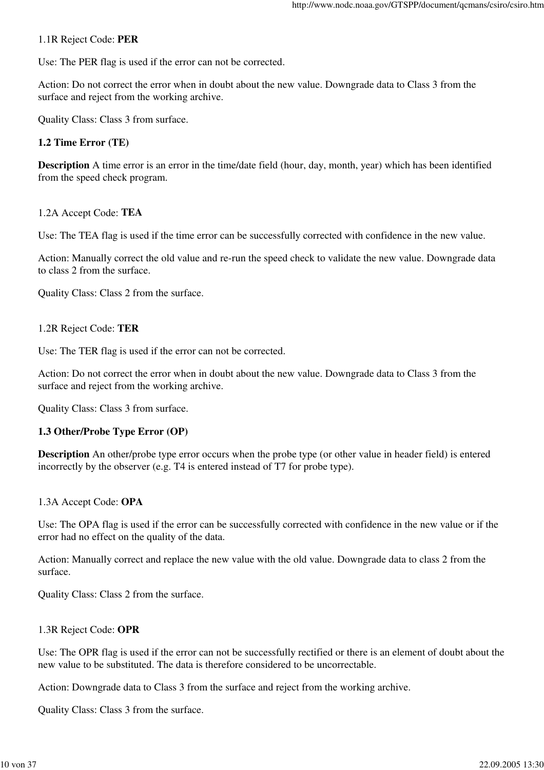1.1R Reject Code: **PER**

Use: The PER flag is used if the error can not be corrected.

Action: Do not correct the error when in doubt about the new value. Downgrade data to Class 3 from the surface and reject from the working archive.

Quality Class: Class 3 from surface.

**1.2 Time Error (TE)**

**Description** A time error is an error in the time/date field (hour, day, month, year) which has been identified from the speed check program.

1.2A Accept Code: **TEA**

Use: The TEA flag is used if the time error can be successfully corrected with confidence in the new value.

Action: Manually correct the old value and re-run the speed check to validate the new value. Downgrade data to class 2 from the surface.

Quality Class: Class 2 from the surface.

1.2R Reject Code: **TER**

Use: The TER flag is used if the error can not be corrected.

Action: Do not correct the error when in doubt about the new value. Downgrade data to Class 3 from the surface and reject from the working archive.

Quality Class: Class 3 from surface.

**1.3 Other/Probe Type Error (OP)**

**Description** An other/probe type error occurs when the probe type (or other value in header field) is entered incorrectly by the observer (e.g. T4 is entered instead of T7 for probe type).

1.3A Accept Code: **OPA**

Use: The OPA flag is used if the error can be successfully corrected with confidence in the new value or if the error had no effect on the quality of the data.

Action: Manually correct and replace the new value with the old value. Downgrade data to class 2 from the surface.

Quality Class: Class 2 from the surface.

1.3R Reject Code: **OPR**

Use: The OPR flag is used if the error can not be successfully rectified or there is an element of doubt about the new value to be substituted. The data is therefore considered to be uncorrectable.

Action: Downgrade data to Class 3 from the surface and reject from the working archive.

Quality Class: Class 3 from the surface.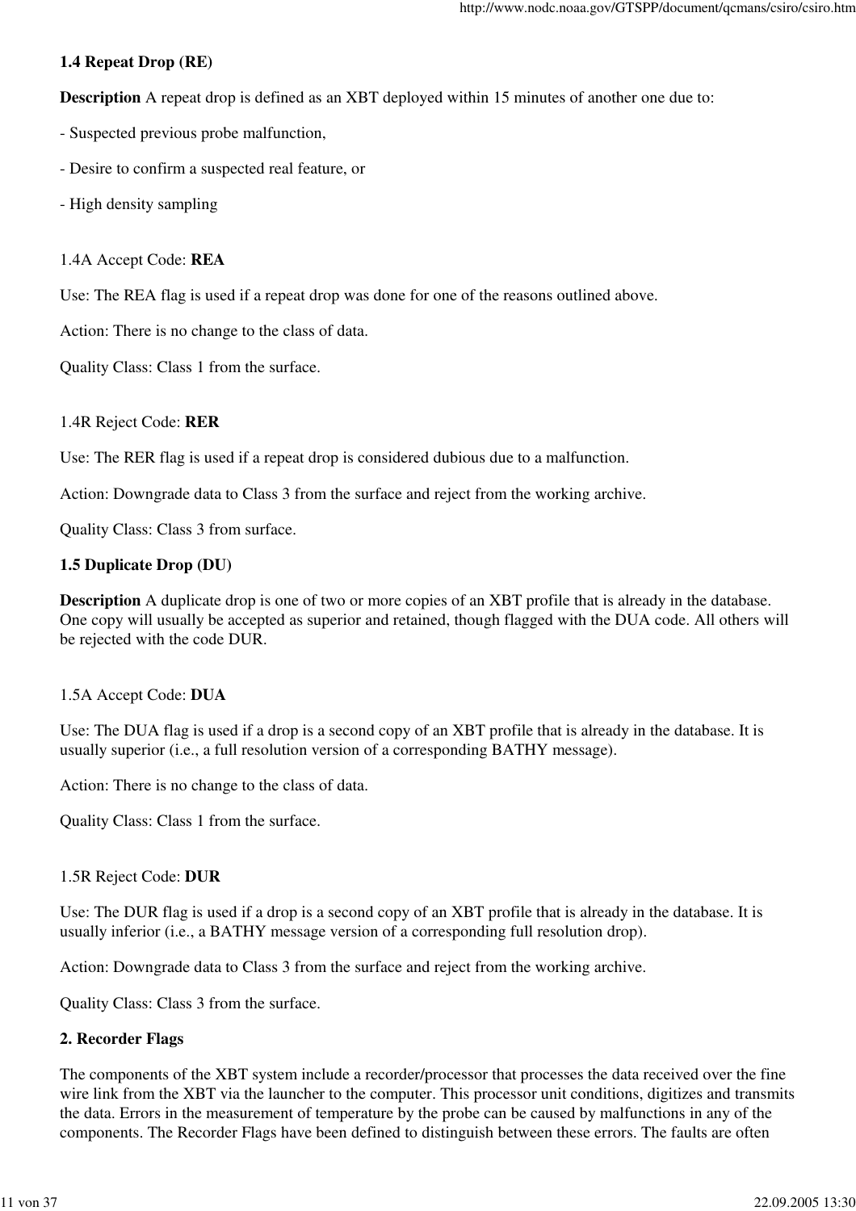### 1.4 Repeat Drop (RE)

**Description** A repeat drop is defined as an XBT deployed within 15 minutes of another one due to:

- Suspected previous probe malfunction,

- Desire to confirm a suspected real feature, or

- High density sampling

1.4A Accept Code: **REA**

Use: The REA flag is used if a repeat drop was done for one of the reasons outlined above.

Action: There is no change to the class of data.

Quality Class: Class 1 from the surface.

1.4R Reject Code: **RER**

Use: The RER flag is used if a repeat drop is considered dubious due to a malfunction.

Action: Downgrade data to Class 3 from the surface and reject from the working archive.

Quality Class: Class 3 from surface.

### 1.5 Duplicate Drop (DU)

**Description** A duplicate drop is one of two or more copies of an XBT profile that is already in the database. One copy will usually be accepted as superior and retained, though flagged with the DUA code. All others will be rejected with the code DUR.

1.5A Accept Code: **DUA**

Use: The DUA flag is used if a drop is a second copy of an XBT profile that is already in the database. It is usually superior (i.e., a full resolution version of a corresponding BATHY message).

Action: There is no change to the class of data.

Quality Class: Class 1 from the surface.

1.5R Reject Code: **DUR**

Use: The DUR flag is used if a drop is a second copy of an XBT profile that is already in the database. It is usually inferior (i.e., a BATHY message version of a corresponding full resolution drop).

Action: Downgrade data to Class 3 from the surface and reject from the working archive.

Quality Class: Class 3 from the surface.

## 2. Recorder Flags

The components of the XBT system include a recorder/processor that processes the data received over the fine wire link from the XBT via the launcher to the computer. This processor unit conditions, digitizes and transmits the data. Errors in the measurement of temperature by the probe can be caused by malfunctions in any of the components. The Recorder Flags have been defined to distinguish between these errors. The faults are often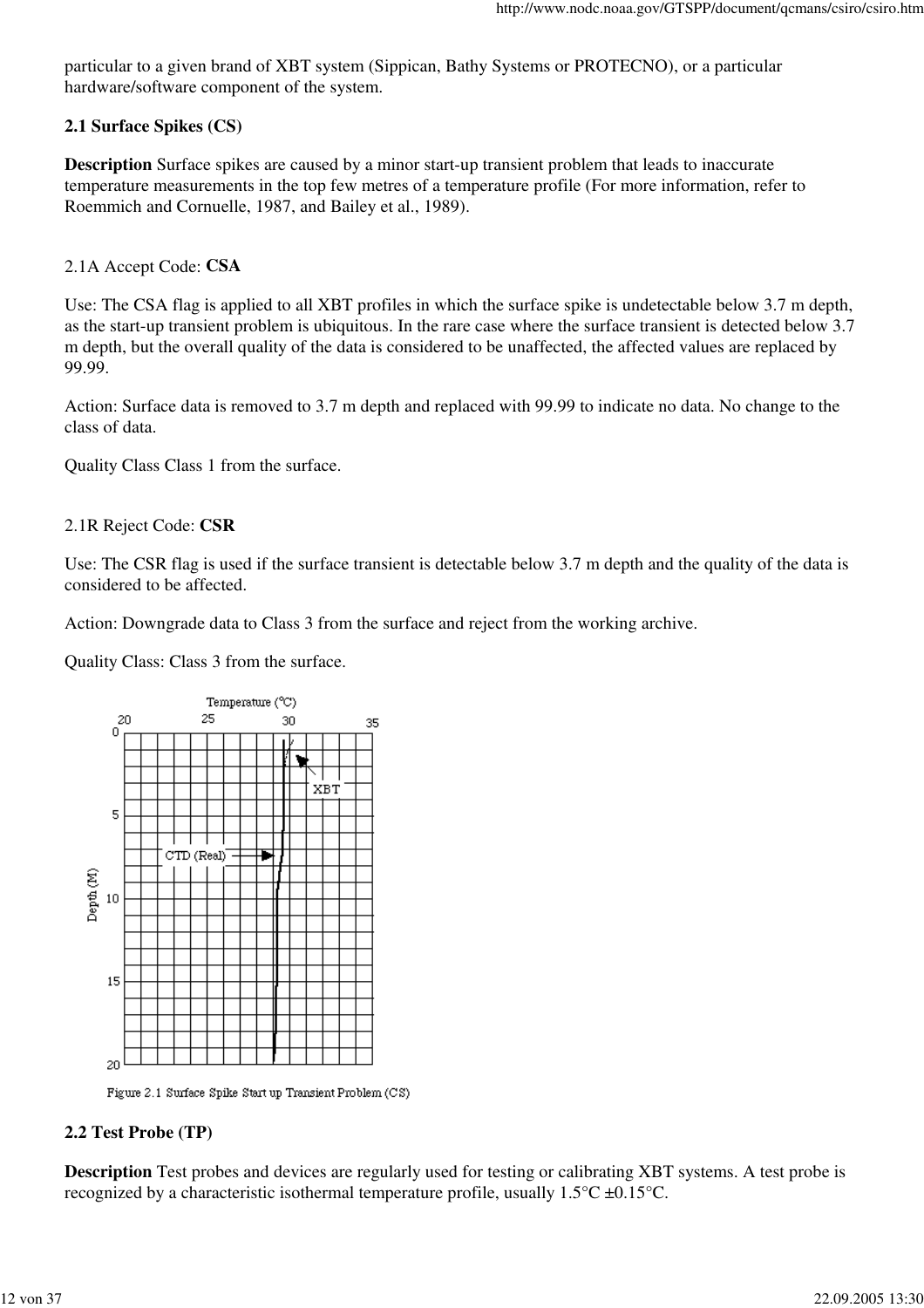particular to a given brand of XBT system (Sippican, Bathy Systems or PROTECNO), or a particular hardware/software component of the system.

### 2.1 Surface Spikes (CS)

**Description** Surface spikes are caused by a minor start-up transient problem that leads to inaccurate temperature measurements in the top few metres of a temperature profile (For more information, refer to Roemmich and Cornuelle, 1987, and Bailey et al., 1989).

2.1A Accept Code: **CSA**

Use: The CSA flag is applied to all XBT profiles in which the surface spike is undetectable below 3.7 m depth, as the start-up transient problem is ubiquitous. In the rare case where the surface transient is detected below 3.7 m depth, but the overall quality of the data is considered to be unaffected, the affected values are replaced by 99.99.

Action: Surface data is removed to 3.7 m depth and replaced with 99.99 to indicate no data. No change to the class of data.

Quality Class Class 1 from the surface.

2.1R Reject Code: **CSR**

Use: The CSR flag is used if the surface transient is detectable below 3.7 m depth and the quality of the data is considered to be affected.

Action: Downgrade data to Class 3 from the surface and reject from the working archive.

Quality Class: Class 3 from the surface.

Figure 2.1 Surface Spike Start up Transient Problem (CS)

### 2.2 Test Probe (TP)

**Description** Test probes and devices are regularly used for testing or calibrating XBT systems. A test probe is recognized by a characteristic isothermal temperature profile, usually 1.5°C ±0.15°C.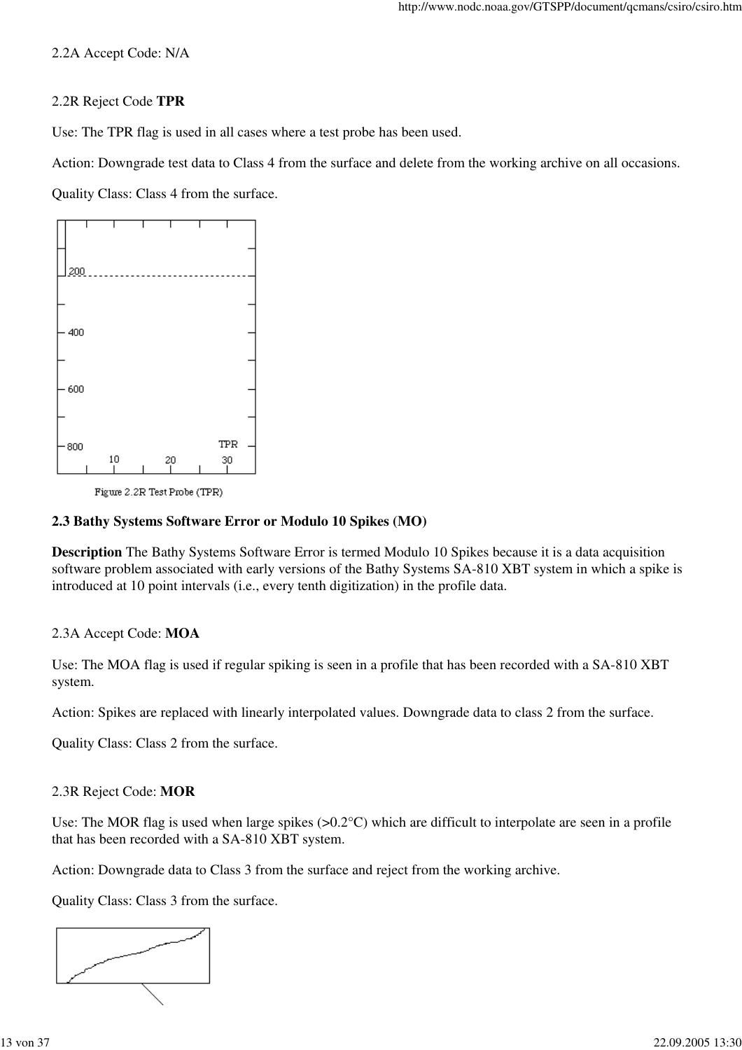2.2A Accept Code: N/A

2.2R Reject Code **TPR**

Use: The TPR flag is used in all cases where a test probe has been used.

Action: Downgrade test data to Class 4 from the surface and delete from the working archive on all occasions.

Quality Class: Class 4 from the surface.

Figure 2.2R Test Probe (TPR)

**2.3 Bathy Systems Software Error or Modulo 10 Spikes (MO)**

**Description** The Bathy Systems Software Error is termed Modulo 10 Spikes because it is a data acquisition software problem associated with early versions of the Bathy Systems SA-810 XBT system in which a spike is introduced at 10 point intervals (i.e., every tenth digitization) in the profile data.

2.3A Accept Code: **MOA**

Use: The MOA flag is used if regular spiking is seen in a profile that has been recorded with a SA-810 XBT system.

Action: Spikes are replaced with linearly interpolated values. Downgrade data to class 2 from the surface.

Quality Class: Class 2 from the surface.

2.3R Reject Code: **MOR**

Use: The MOR flag is used when large spikes (>0.2°C) which are difficult to interpolate are seen in a profile that has been recorded with a SA-810 XBT system.

Action: Downgrade data to Class 3 from the surface and reject from the working archive.

Quality Class: Class 3 from the surface.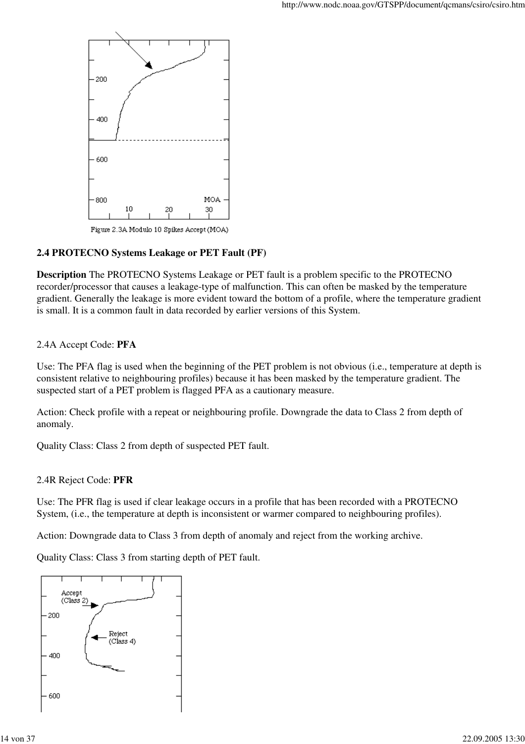Figure 2.3A Modulo 10 Spikes Accept (MOA)

**2.4 PROTECNO Systems Leakage or PET Fault (PF)**

**Description** The PROTECNO Systems Leakage or PET fault is a problem specific to the PROTECNO recorder/processor that causes a leakage-type of malfunction. This can often be masked by the temperature gradient. Generally the leakage is more evident toward the bottom of a profile, where the temperature gradient is small. It is a common fault in data recorded by earlier versions of this System.

2.4A Accept Code: **PFA**

Use: The PFA flag is used when the beginning of the PET problem is not obvious (i.e., temperature at depth is consistent relative to neighbouring profiles) because it has been masked by the temperature gradient. The suspected start of a PET problem is flagged PFA as a cautionary measure.

Action: Check profile with a repeat or neighbouring profile. Downgrade the data to Class 2 from depth of anomaly.

Quality Class: Class 2 from depth of suspected PET fault.

2.4R Reject Code: **PFR**

Use: The PFR flag is used if clear leakage occurs in a profile that has been recorded with a PROTECNO System, (i.e., the temperature at depth is inconsistent or warmer compared to neighbouring profiles).

Action: Downgrade data to Class 3 from depth of anomaly and reject from the working archive.

Quality Class: Class 3 from starting depth of PET fault.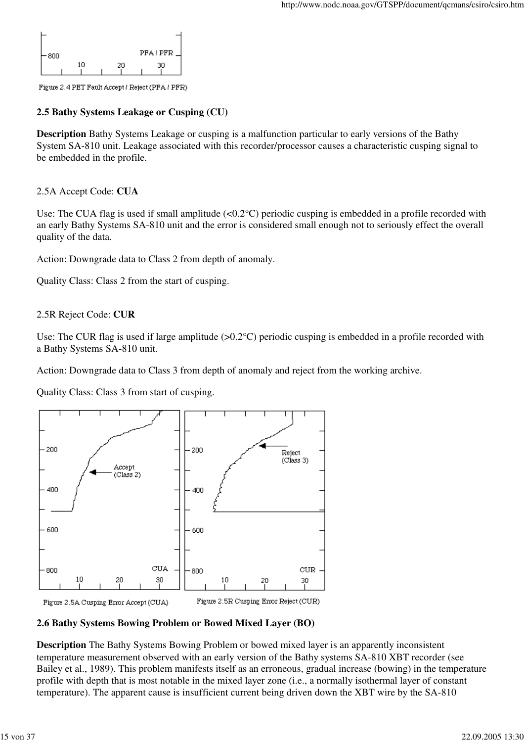Figure 2.4 PET Fault Accept / Reject (PFA / PFR)

## 2.5 Bathy Systems Leakage or Cusping (CU)

**Description** Bathy Systems Leakage or cusping is a malfunction particular to early versions of the Bathy System SA-810 unit. Leakage associated with this recorder/processor causes a characteristic cusping signal to be embedded in the profile.

2.5A Accept Code: **CUA**

Use: The CUA flag is used if small amplitude (<0.2°C) periodic cusping is embedded in a profile recorded with an early Bathy Systems SA-810 unit and the error is considered small enough not to seriously effect the overall quality of the data.

Action: Downgrade data to Class 2 from depth of anomaly.

Quality Class: Class 2 from the start of cusping.

2.5R Reject Code: **CUR**

Use: The CUR flag is used if large amplitude (>0.2°C) periodic cusping is embedded in a profile recorded with a Bathy Systems SA-810 unit.

Action: Downgrade data to Class 3 from depth of anomaly and reject from the working archive.

Quality Class: Class 3 from start of cusping.

Figure 2.5A Cusping Error Accept (CUA) Figure 2.5R Cusping Error Reject (CUR)

## 2.6 Bathy Systems Bowing Problem or Bowed Mixed Layer (BO)

**Description** The Bathy Systems Bowing Problem or bowed mixed layer is an apparently inconsistent temperature measurement observed with an early version of the Bathy systems SA-810 XBT recorder (see Bailey et al., 1989). This problem manifests itself as an erroneous, gradual increase (bowing) in the temperature profile with depth that is most notable in the mixed layer zone (i.e., a normally isothermal layer of constant temperature). The apparent cause is insufficient current being driven down the XBT wire by the SA-810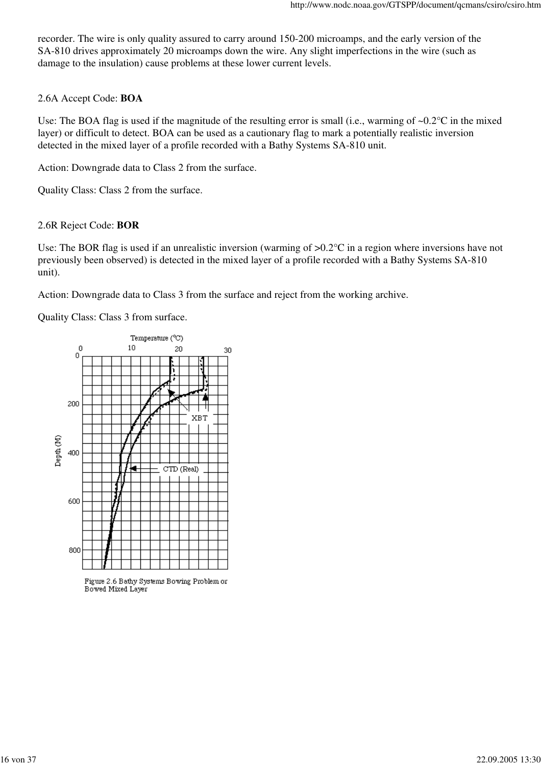recorder. The wire is only quality assured to carry around 150-200 microamps, and the early version of the SA-810 drives approximately 20 microamps down the wire. Any slight imperfections in the wire (such as damage to the insulation) cause problems at these lower current levels.

2.6A Accept Code: **BOA**

Use: The BOA flag is used if the magnitude of the resulting error is small (i.e., warming of ~0.2°C in the mixed layer) or difficult to detect. BOA can be used as a cautionary flag to mark a potentially realistic inversion detected in the mixed layer of a profile recorded with a Bathy Systems SA-810 unit.

Action: Downgrade data to Class 2 from the surface.

Quality Class: Class 2 from the surface.

2.6R Reject Code: **BOR**

Use: The BOR flag is used if an unrealistic inversion (warming of >0.2°C in a region where inversions have not previously been observed) is detected in the mixed layer of a profile recorded with a Bathy Systems SA-810 unit).

Action: Downgrade data to Class 3 from the surface and reject from the working archive.

Quality Class: Class 3 from surface.

Figure 2.6 Bathy Systems Bowing Problem or Bowed Mixed Layer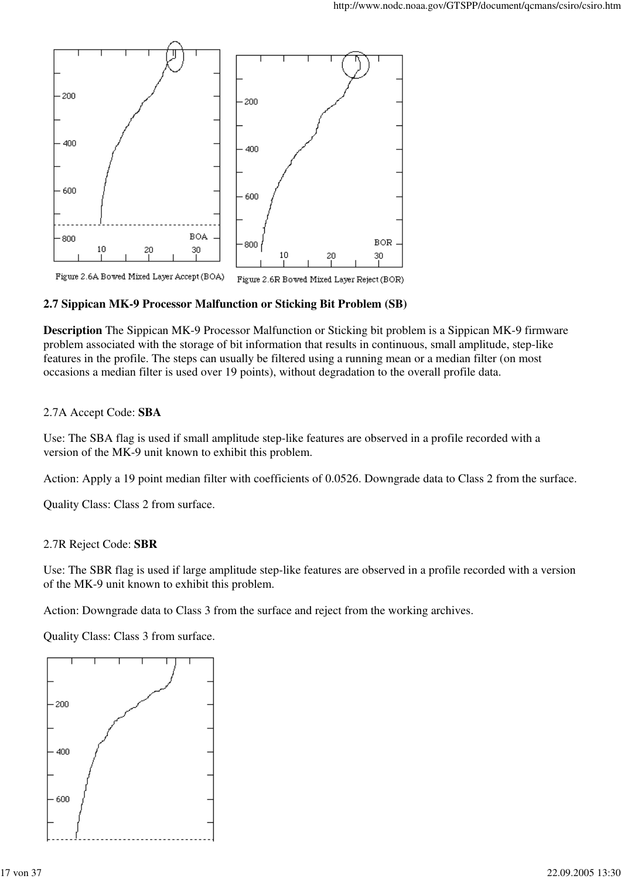Figure 2.6A Bowed Mixed Layer Accept (BOA) Figure 2.6R Bowed Mixed Layer Reject (BOR)

### 2.7 Sippican MK-9 Processor Malfunction or Sticking Bit Problem (SB)

**Description** The Sippican MK-9 Processor Malfunction or Sticking bit problem is a Sippican MK-9 firmware problem associated with the storage of bit information that results in continuous, small amplitude, step-like features in the profile. The steps can usually be filtered using a running mean or a median filter (on most occasions a median filter is used over 19 points), without degradation to the overall profile data.

2.7A Accept Code: **SBA**

Use: The SBA flag is used if small amplitude step-like features are observed in a profile recorded with a version of the MK-9 unit known to exhibit this problem.

Action: Apply a 19 point median filter with coefficients of 0.0526. Downgrade data to Class 2 from the surface.

Quality Class: Class 2 from surface.

2.7R Reject Code: **SBR**

Use: The SBR flag is used if large amplitude step-like features are observed in a profile recorded with a version of the MK-9 unit known to exhibit this problem.

Action: Downgrade data to Class 3 from the surface and reject from the working archives.

Quality Class: Class 3 from surface.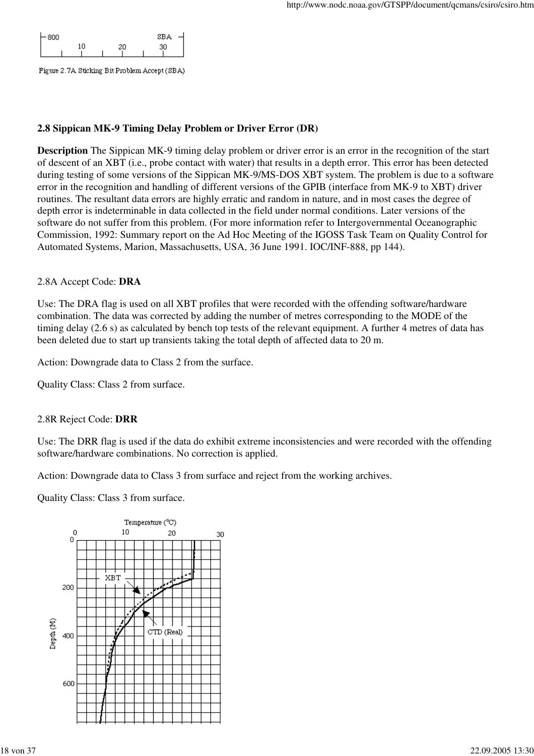Figure 2.7A Sticking Bit Problem Accept (SBA)

## 2.8 Sippican MK-9 Timing Delay Problem or Driver Error (DR)

**Description** The Sippican MK-9 timing delay problem or driver error is an error in the recognition of the start of descent of an XBT (i.e., probe contact with water) that results in a depth error. This error has been detected during testing of some versions of the Sippican MK-9/MS-DOS XBT system. The problem is due to a software error in the recognition and handling of different versions of the GPIB (interface from MK-9 to XBT) driver routines. The resultant data errors are highly erratic and random in nature, and in most cases the degree of depth error is indeterminable in data collected in the field under normal conditions. Later versions of the software do not suffer from this problem. (For more information refer to Intergovernmental Oceanographic Commission, 1992: Summary report on the Ad Hoc Meeting of the IGOSS Task Team on Quality Control for Automated Systems, Marion, Massachusetts, USA, 36 June 1991. IOC/INF-888, pp 144).

2.8A Accept Code: **DRA**

Use: The DRA flag is used on all XBT profiles that were recorded with the offending software/hardware combination. The data was corrected by adding the number of metres corresponding to the MODE of the timing delay (2.6 s) as calculated by bench top tests of the relevant equipment. A further 4 metres of data has been deleted due to start up transients taking the total depth of affected data to 20 m.

Action: Downgrade data to Class 2 from the surface.

Quality Class: Class 2 from surface.

2.8R Reject Code: **DRR**

Use: The DRR flag is used if the data do exhibit extreme inconsistencies and were recorded with the offending software/hardware combinations. No correction is applied.

Action: Downgrade data to Class 3 from surface and reject from the working archives.

Quality Class: Class 3 from surface.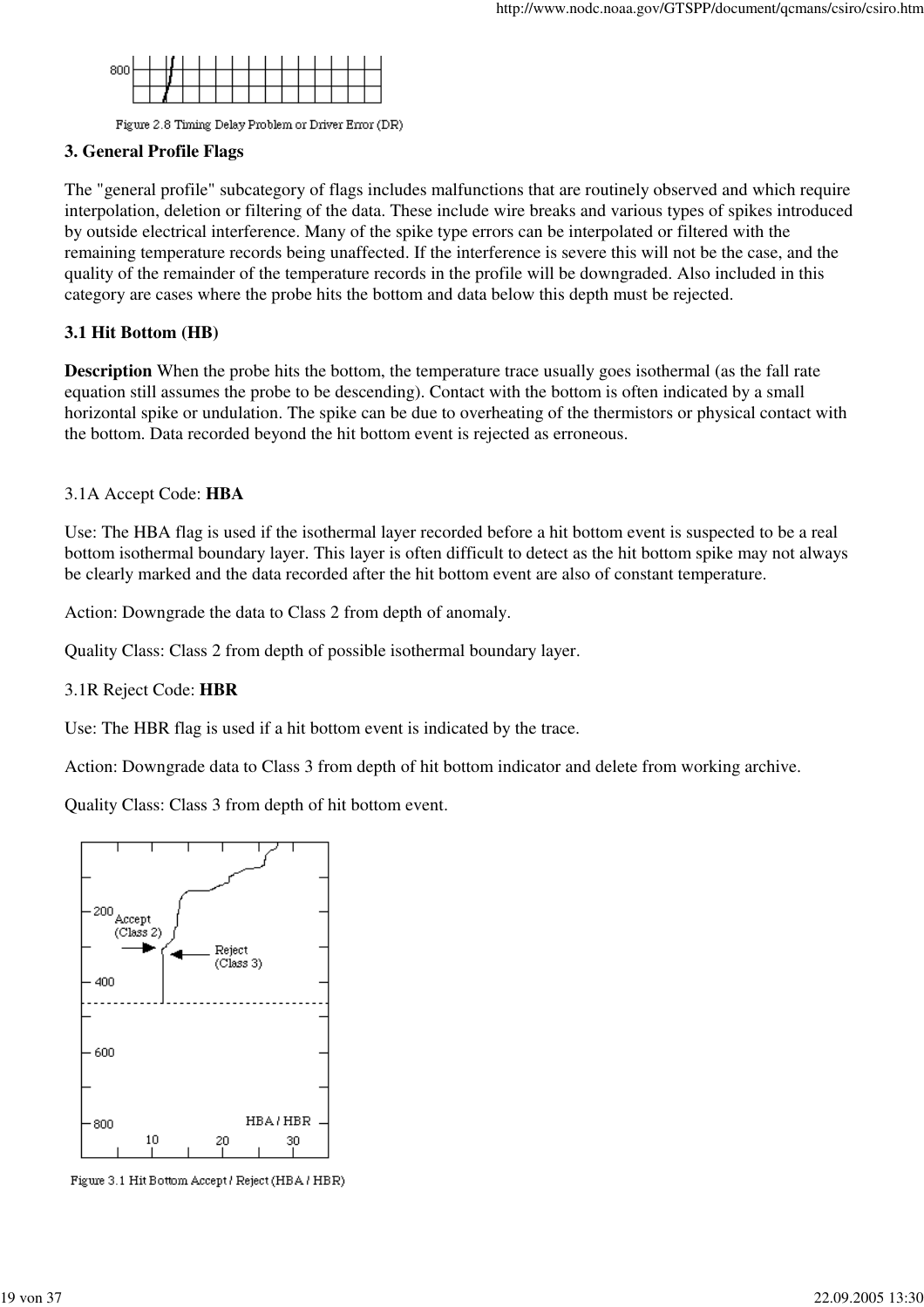Figure 2.8 Timing Delay Problem or Driver Error (DR)

### 3. General Profile Flags

The "general profile" subcategory of flags includes malfunctions that are routinely observed and which require interpolation, deletion or filtering of the data. These include wire breaks and various types of spikes introduced by outside electrical interference. Many of the spike type errors can be interpolated or filtered with the remaining temperature records being unaffected. If the interference is severe this will not be the case, and the quality of the remainder of the temperature records in the profile will be downgraded. Also included in this category are cases where the probe hits the bottom and data below this depth must be rejected.

#### 3.1 Hit Bottom (HB)

**Description** When the probe hits the bottom, the temperature trace usually goes isothermal (as the fall rate equation still assumes the probe to be descending). Contact with the bottom is often indicated by a small horizontal spike or undulation. The spike can be due to overheating of the thermistors or physical contact with the bottom. Data recorded beyond the hit bottom event is rejected as erroneous.

3.1A Accept Code: **HBA**

Use: The HBA flag is used if the isothermal layer recorded before a hit bottom event is suspected to be a real bottom isothermal boundary layer. This layer is often difficult to detect as the hit bottom spike may not always be clearly marked and the data recorded after the hit bottom event are also of constant temperature.

Action: Downgrade the data to Class 2 from depth of anomaly.

Quality Class: Class 2 from depth of possible isothermal boundary layer.

3.1R Reject Code: **HBR**

Use: The HBR flag is used if a hit bottom event is indicated by the trace.

Action: Downgrade data to Class 3 from depth of hit bottom indicator and delete from working archive.

Quality Class: Class 3 from depth of hit bottom event.

Figure 3.1 Hit Bottom Accept / Reject (HBA / HBR)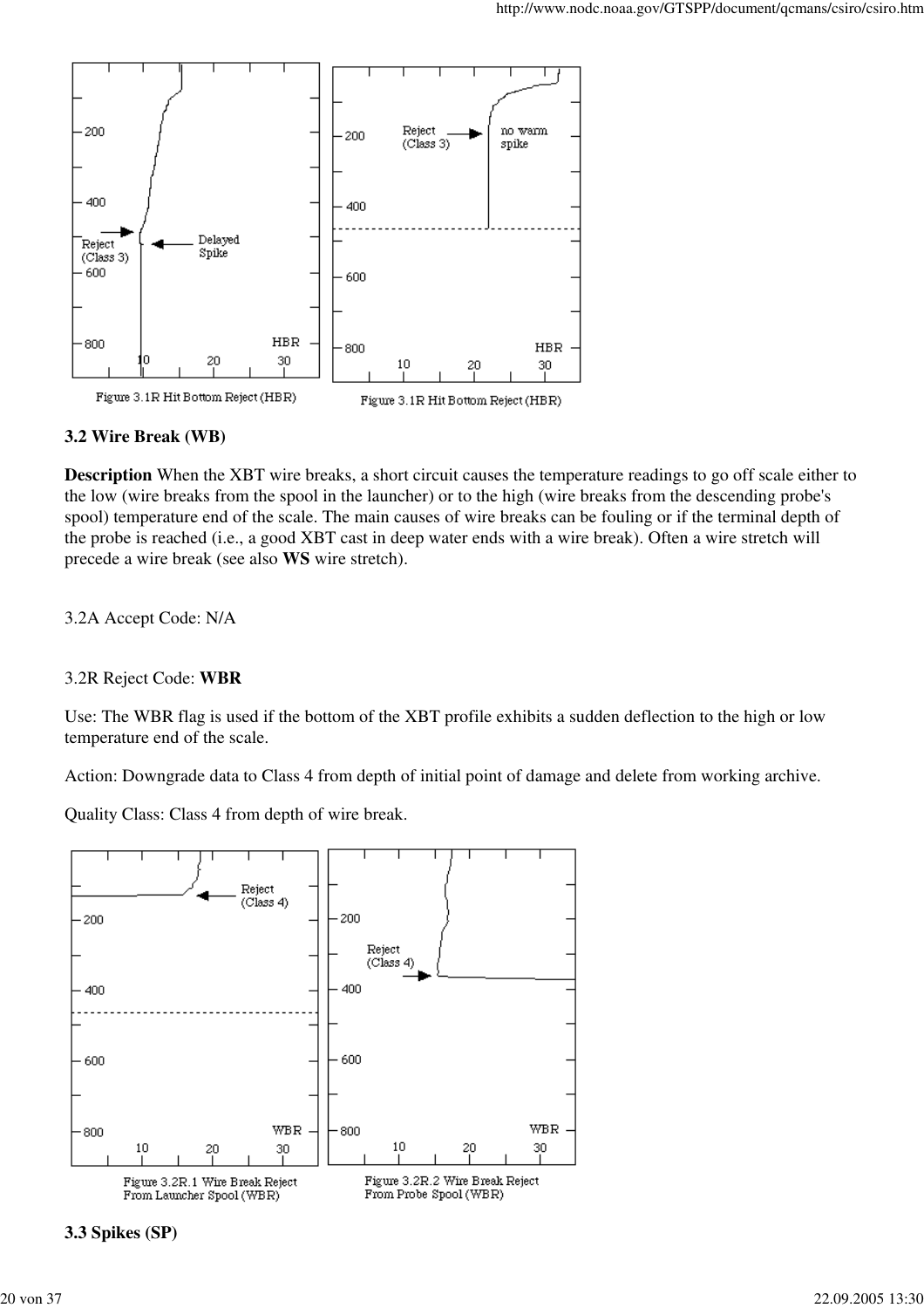Figure 3.1R Hit Bottom Reject (HBR)

Figure 3.1R Hit Bottom Reject (HBR)

### 3.2 Wire Break (WB)

**Description** When the XBT wire breaks, a short circuit causes the temperature readings to go off scale either to the low (wire breaks from the spool in the launcher) or to the high (wire breaks from the descending probe's spool) temperature end of the scale. The main causes of wire breaks can be fouling or if the terminal depth of the probe is reached (i.e., a good XBT cast in deep water ends with a wire break). Often a wire stretch will precede a wire break (see also **WS** wire stretch).

3.2A Accept Code: N/A

3.2R Reject Code: **WBR**

Use: The WBR flag is used if the bottom of the XBT profile exhibits a sudden deflection to the high or low temperature end of the scale.

Action: Downgrade data to Class 4 from depth of initial point of damage and delete from working archive.

Quality Class: Class 4 from depth of wire break.

Figure 3.2R.1 Wire Break Reject From Launcher Spool (WBR)

Figure 3.2R.2 Wire Break Reject From Probe Spool (WBR)

### 3.3 Spikes (SP)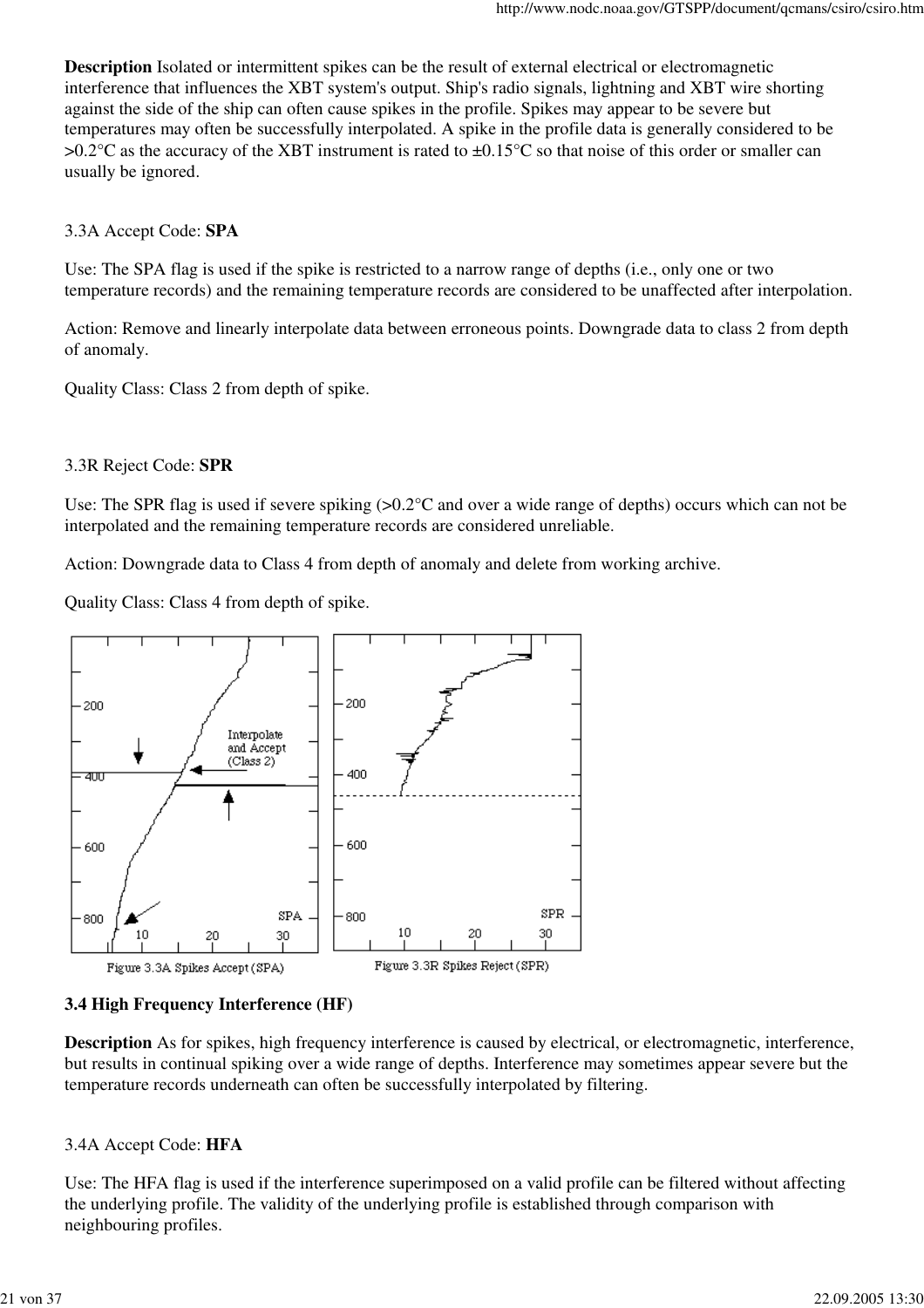**Description** Isolated or intermittent spikes can be the result of external electrical or electromagnetic interference that influences the XBT system's output. Ship's radio signals, lightning and XBT wire shorting against the side of the ship can often cause spikes in the profile. Spikes may appear to be severe but temperatures may often be successfully interpolated. A spike in the profile data is generally considered to be >0.2°C as the accuracy of the XBT instrument is rated to ±0.15°C so that noise of this order or smaller can usually be ignored.

3.3A Accept Code: **SPA**

Use: The SPA flag is used if the spike is restricted to a narrow range of depths (i.e., only one or two temperature records) and the remaining temperature records are considered to be unaffected after interpolation.

Action: Remove and linearly interpolate data between erroneous points. Downgrade data to class 2 from depth of anomaly.

Quality Class: Class 2 from depth of spike.

3.3R Reject Code: **SPR**

Use: The SPR flag is used if severe spiking (>0.2°C and over a wide range of depths) occurs which can not be interpolated and the remaining temperature records are considered unreliable.

Action: Downgrade data to Class 4 from depth of anomaly and delete from working archive.

Quality Class: Class 4 from depth of spike.

Figure 3.3A Spikes Accept (SPA)

Figure 3.3R Spikes Reject (SPR)

**3.4 High Frequency Interference (HF)**

**Description** As for spikes, high frequency interference is caused by electrical, or electromagnetic, interference, but results in continual spiking over a wide range of depths. Interference may sometimes appear severe but the temperature records underneath can often be successfully interpolated by filtering.

3.4A Accept Code: **HFA**

Use: The HFA flag is used if the interference superimposed on a valid profile can be filtered without affecting the underlying profile. The validity of the underlying profile is established through comparison with neighbouring profiles.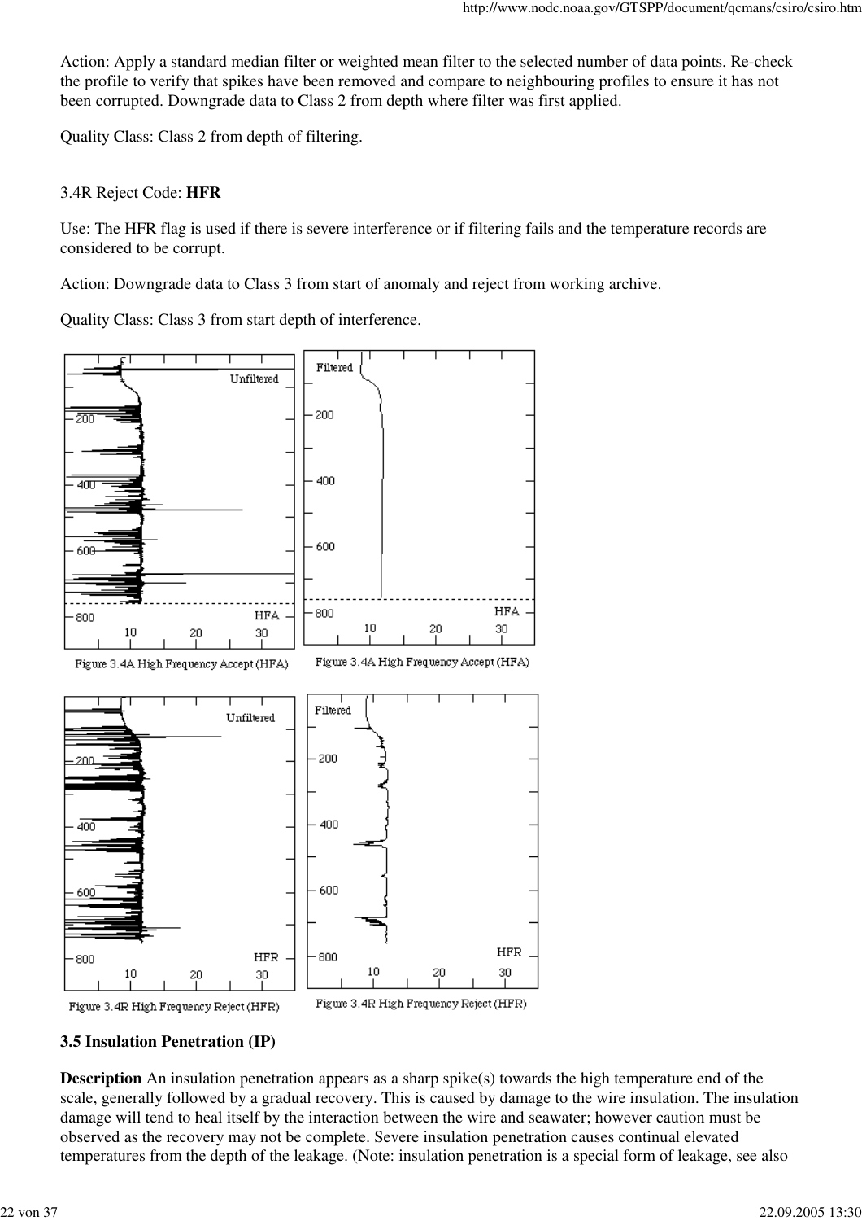Action: Apply a standard median filter or weighted mean filter to the selected number of data points. Re-check the profile to verify that spikes have been removed and compare to neighbouring profiles to ensure it has not been corrupted. Downgrade data to Class 2 from depth where filter was first applied.

Quality Class: Class 2 from depth of filtering.

3.4R Reject Code: **HFR**

Use: The HFR flag is used if there is severe interference or if filtering fails and the temperature records are considered to be corrupt.

Action: Downgrade data to Class 3 from start of anomaly and reject from working archive.

Quality Class: Class 3 from start depth of interference.

Figure 3.4A High Frequency Accept (HFA)

Figure 3.4A High Frequency Accept (HFA)

Figure 3.4R High Frequency Reject (HFR)

Figure 3.4R High Frequency Reject (HFR)

**3.5 Insulation Penetration (IP)**

**Description** An insulation penetration appears as a sharp spike(s) towards the high temperature end of the scale, generally followed by a gradual recovery. This is caused by damage to the wire insulation. The insulation damage will tend to heal itself by the interaction between the wire and seawater; however caution must be observed as the recovery may not be complete. Severe insulation penetration causes continual elevated temperatures from the depth of the leakage. (Note: insulation penetration is a special form of leakage, see also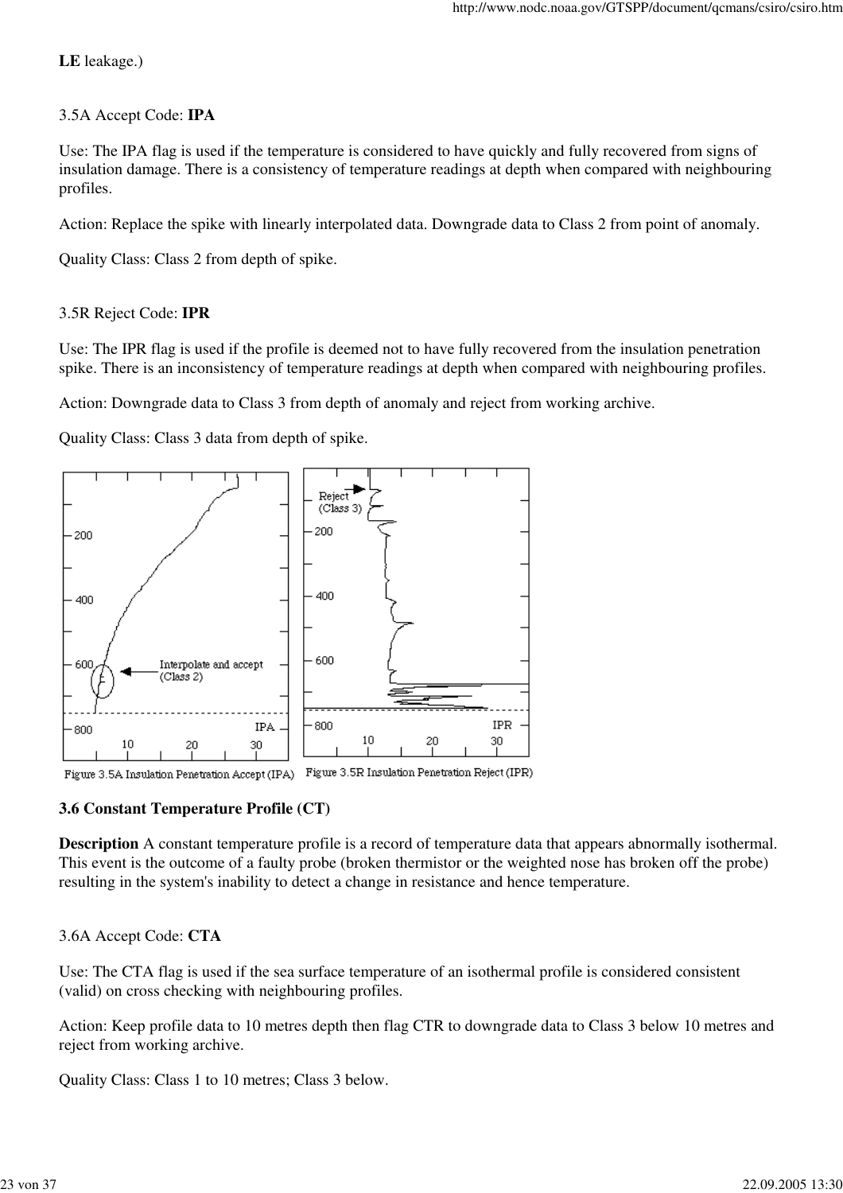**LE** leakage.)

3.5A Accept Code: **IPA**

Use: The IPA flag is used if the temperature is considered to have quickly and fully recovered from signs of insulation damage. There is a consistency of temperature readings at depth when compared with neighbouring profiles.

Action: Replace the spike with linearly interpolated data. Downgrade data to Class 2 from point of anomaly.

Quality Class: Class 2 from depth of spike.

3.5R Reject Code: **IPR**

Use: The IPR flag is used if the profile is deemed not to have fully recovered from the insulation penetration spike. There is an inconsistency of temperature readings at depth when compared with neighbouring profiles.

Action: Downgrade data to Class 3 from depth of anomaly and reject from working archive.

Quality Class: Class 3 data from depth of spike.

Figure 3.5A Insulation Penetration Accept (IPA)

Figure 3.5R Insulation Penetration Reject (IPR)

### 3.6 Constant Temperature Profile (CT)

**Description** A constant temperature profile is a record of temperature data that appears abnormally isothermal. This event is the outcome of a faulty probe (broken thermistor or the weighted nose has broken off the probe) resulting in the system's inability to detect a change in resistance and hence temperature.

3.6A Accept Code: **CTA**

Use: The CTA flag is used if the sea surface temperature of an isothermal profile is considered consistent (valid) on cross checking with neighbouring profiles.

Action: Keep profile data to 10 metres depth then flag CTR to downgrade data to Class 3 below 10 metres and reject from working archive.

Quality Class: Class 1 to 10 metres; Class 3 below.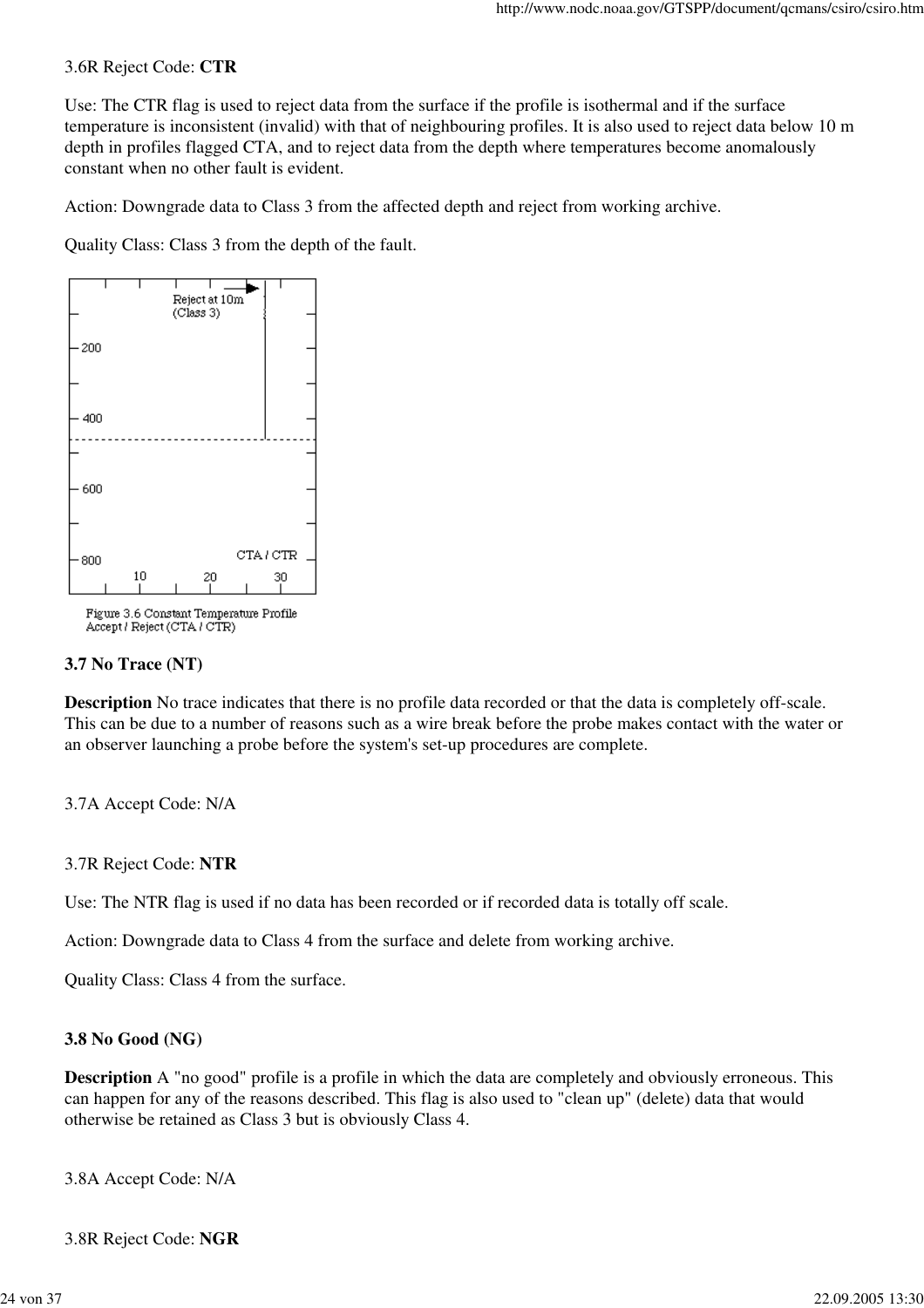3.6R Reject Code: **CTR**

Use: The CTR flag is used to reject data from the surface if the profile is isothermal and if the surface temperature is inconsistent (invalid) with that of neighbouring profiles. It is also used to reject data below 10 m depth in profiles flagged CTA, and to reject data from the depth where temperatures become anomalously constant when no other fault is evident.

Action: Downgrade data to Class 3 from the affected depth and reject from working archive.

Quality Class: Class 3 from the depth of the fault.

Figure 3.6 Constant Temperature Profile Accept / Reject (CTA / CTR)

### 3.7 No Trace (NT)

**Description** No trace indicates that there is no profile data recorded or that the data is completely off-scale. This can be due to a number of reasons such as a wire break before the probe makes contact with the water or an observer launching a probe before the system's set-up procedures are complete.

3.7A Accept Code: N/A

3.7R Reject Code: **NTR**

Use: The NTR flag is used if no data has been recorded or if recorded data is totally off scale.

Action: Downgrade data to Class 4 from the surface and delete from working archive.

Quality Class: Class 4 from the surface.

### 3.8 No Good (NG)

**Description** A "no good" profile is a profile in which the data are completely and obviously erroneous. This can happen for any of the reasons described. This flag is also used to "clean up" (delete) data that would otherwise be retained as Class 3 but is obviously Class 4.

3.8A Accept Code: N/A

3.8R Reject Code: **NGR**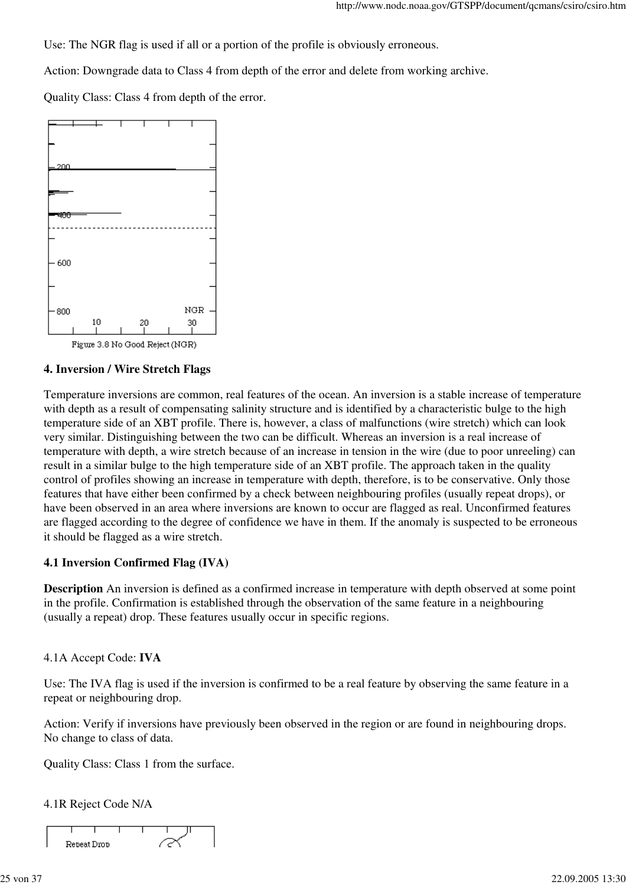Use: The NGR flag is used if all or a portion of the profile is obviously erroneous.

Action: Downgrade data to Class 4 from depth of the error and delete from working archive.

Quality Class: Class 4 from depth of the error.

Figure 3.8 No Good Reject (NGR)

## 4. Inversion / Wire Stretch Flags

Temperature inversions are common, real features of the ocean. An inversion is a stable increase of temperature with depth as a result of compensating salinity structure and is identified by a characteristic bulge to the high temperature side of an XBT profile. There is, however, a class of malfunctions (wire stretch) which can look very similar. Distinguishing between the two can be difficult. Whereas an inversion is a real increase of temperature with depth, a wire stretch because of an increase in tension in the wire (due to poor unreeling) can result in a similar bulge to the high temperature side of an XBT profile. The approach taken in the quality control of profiles showing an increase in temperature with depth, therefore, is to be conservative. Only those features that have either been confirmed by a check between neighbouring profiles (usually repeat drops), or have been observed in an area where inversions are known to occur are flagged as real. Unconfirmed features are flagged according to the degree of confidence we have in them. If the anomaly is suspected to be erroneous it should be flagged as a wire stretch.

### 4.1 Inversion Confirmed Flag (IVA)

**Description** An inversion is defined as a confirmed increase in temperature with depth observed at some point in the profile. Confirmation is established through the observation of the same feature in a neighbouring (usually a repeat) drop. These features usually occur in specific regions.

4.1A Accept Code: **IVA**

Use: The IVA flag is used if the inversion is confirmed to be a real feature by observing the same feature in a repeat or neighbouring drop.

Action: Verify if inversions have previously been observed in the region or are found in neighbouring drops. No change to class of data.

Quality Class: Class 1 from the surface.

4.1R Reject Code N/A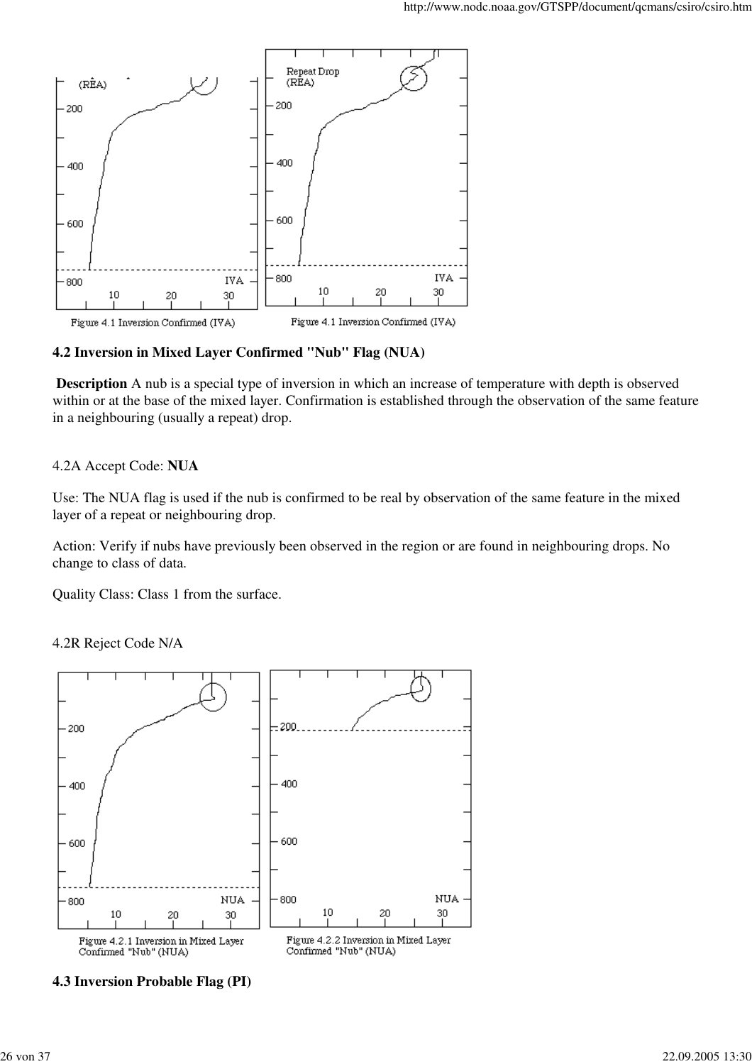Figure 4.1 Inversion Confirmed (IVA)

Figure 4.1 Inversion Confirmed (IVA)

### 4.2 Inversion in Mixed Layer Confirmed "Nub" Flag (NUA)

**Description** A nub is a special type of inversion in which an increase of temperature with depth is observed within or at the base of the mixed layer. Confirmation is established through the observation of the same feature in a neighbouring (usually a repeat) drop.

4.2A Accept Code: **NUA**

Use: The NUA flag is used if the nub is confirmed to be real by observation of the same feature in the mixed layer of a repeat or neighbouring drop.

Action: Verify if nubs have previously been observed in the region or are found in neighbouring drops. No change to class of data.

Quality Class: Class 1 from the surface.

4.2R Reject Code N/A

Figure 4.2.1 Inversion in Mixed Layer Confirmed "Nub" (NUA)

Figure 4.2.2 Inversion in Mixed Layer Confirmed "Nub" (NUA)

### 4.3 Inversion Probable Flag (PI)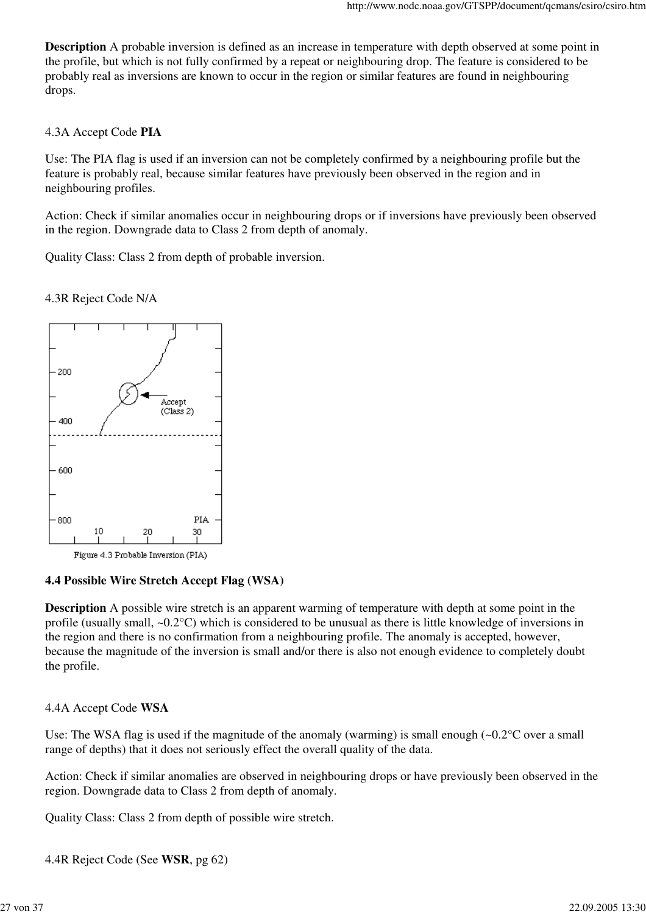**Description** A probable inversion is defined as an increase in temperature with depth observed at some point in the profile, but which is not fully confirmed by a repeat or neighbouring drop. The feature is considered to be probably real as inversions are known to occur in the region or similar features are found in neighbouring drops.

4.3A Accept Code **PIA**

Use: The PIA flag is used if an inversion can not be completely confirmed by a neighbouring profile but the feature is probably real, because similar features have previously been observed in the region and in neighbouring profiles.

Action: Check if similar anomalies occur in neighbouring drops or if inversions have previously been observed in the region. Downgrade data to Class 2 from depth of anomaly.

Quality Class: Class 2 from depth of probable inversion.

4.3R Reject Code N/A

Figure 4.3 Probable Inversion (PIA)

### 4.4 Possible Wire Stretch Accept Flag (WSA)

**Description** A possible wire stretch is an apparent warming of temperature with depth at some point in the profile (usually small, ~0.2°C) which is considered to be unusual as there is little knowledge of inversions in the region and there is no confirmation from a neighbouring profile. The anomaly is accepted, however, because the magnitude of the inversion is small and/or there is also not enough evidence to completely doubt the profile.

4.4A Accept Code **WSA**

Use: The WSA flag is used if the magnitude of the anomaly (warming) is small enough (~0.2°C over a small range of depths) that it does not seriously effect the overall quality of the data.

Action: Check if similar anomalies are observed in neighbouring drops or have previously been observed in the region. Downgrade data to Class 2 from depth of anomaly.

Quality Class: Class 2 from depth of possible wire stretch.

4.4R Reject Code (See **WSR**, pg 62)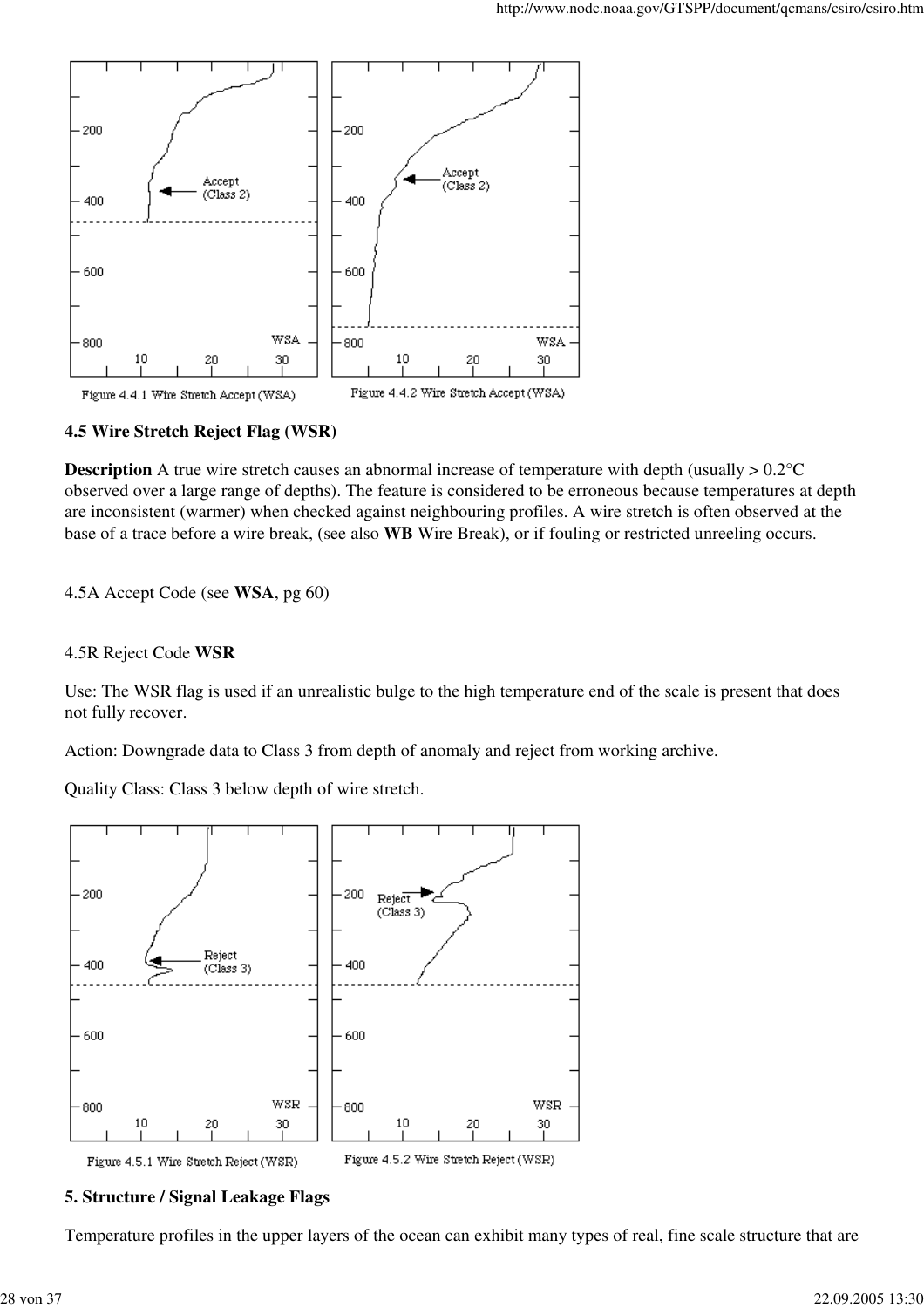Figure 4.4.1 Wire Stretch Accept (WSA)

Figure 4.4.2 Wire Stretch Accept (WSA)

**4.5 Wire Stretch Reject Flag (WSR)**

**Description** A true wire stretch causes an abnormal increase of temperature with depth (usually > 0.2°C observed over a large range of depths). The feature is considered to be erroneous because temperatures at depth are inconsistent (warmer) when checked against neighbouring profiles. A wire stretch is often observed at the base of a trace before a wire break, (see also **WB** Wire Break), or if fouling or restricted unreeling occurs.

4.5A Accept Code (see **WSA**, pg 60)

4.5R Reject Code **WSR**

Use: The WSR flag is used if an unrealistic bulge to the high temperature end of the scale is present that does not fully recover.

Action: Downgrade data to Class 3 from depth of anomaly and reject from working archive.

Quality Class: Class 3 below depth of wire stretch.

Figure 4.5.1 Wire Stretch Reject (WSR)

Figure 4.5.2 Wire Stretch Reject (WSR)

**5. Structure / Signal Leakage Flags**

Temperature profiles in the upper layers of the ocean can exhibit many types of real, fine scale structure that are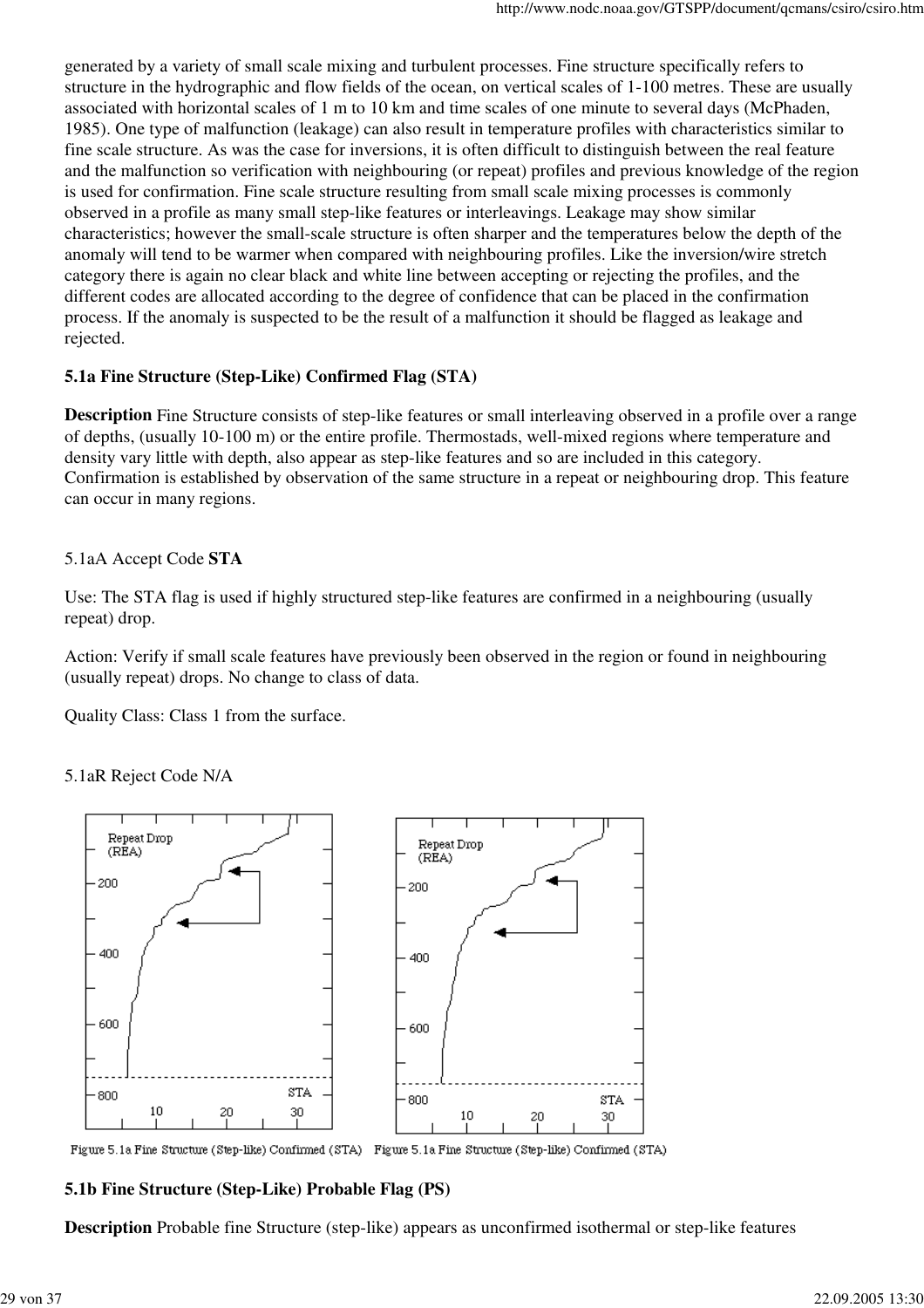generated by a variety of small scale mixing and turbulent processes. Fine structure specifically refers to structure in the hydrographic and flow fields of the ocean, on vertical scales of 1-100 metres. These are usually associated with horizontal scales of 1 m to 10 km and time scales of one minute to several days (McPhaden, 1985). One type of malfunction (leakage) can also result in temperature profiles with characteristics similar to fine scale structure. As was the case for inversions, it is often difficult to distinguish between the real feature and the malfunction so verification with neighbouring (or repeat) profiles and previous knowledge of the region is used for confirmation. Fine scale structure resulting from small scale mixing processes is commonly observed in a profile as many small step-like features or interleavings. Leakage may show similar characteristics; however the small-scale structure is often sharper and the temperatures below the depth of the anomaly will tend to be warmer when compared with neighbouring profiles. Like the inversion/wire stretch category there is again no clear black and white line between accepting or rejecting the profiles, and the different codes are allocated according to the degree of confidence that can be placed in the confirmation process. If the anomaly is suspected to be the result of a malfunction it should be flagged as leakage and rejected.

**5.1a Fine Structure (Step-Like) Confirmed Flag (STA)**

**Description** Fine Structure consists of step-like features or small interleaving observed in a profile over a range of depths, (usually 10-100 m) or the entire profile. Thermostads, well-mixed regions where temperature and density vary little with depth, also appear as step-like features and so are included in this category. Confirmation is established by observation of the same structure in a repeat or neighbouring drop. This feature can occur in many regions.

5.1aA Accept Code **STA**

Use: The STA flag is used if highly structured step-like features are confirmed in a neighbouring (usually repeat) drop.

Action: Verify if small scale features have previously been observed in the region or found in neighbouring (usually repeat) drops. No change to class of data.

Quality Class: Class 1 from the surface.

5.1aR Reject Code N/A

Figure 5.1a Fine Structure (Step-like) Confirmed (STA)    Figure 5.1a Fine Structure (Step-like) Confirmed (STA)

**5.1b Fine Structure (Step-Like) Probable Flag (PS)**

**Description** Probable fine Structure (step-like) appears as unconfirmed isothermal or step-like features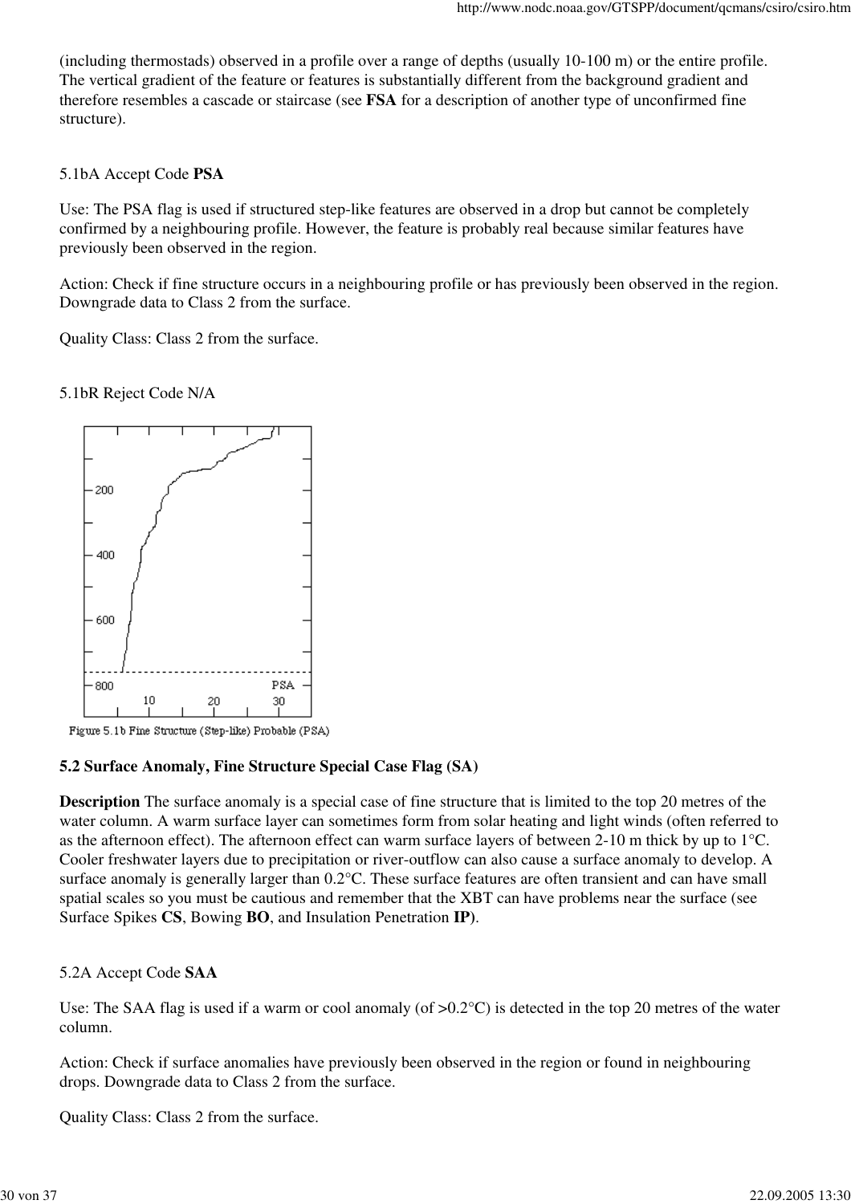(including thermostads) observed in a profile over a range of depths (usually 10-100 m) or the entire profile. The vertical gradient of the feature or features is substantially different from the background gradient and therefore resembles a cascade or staircase (see **FSA** for a description of another type of unconfirmed fine structure).

5.1bA Accept Code **PSA**

Use: The PSA flag is used if structured step-like features are observed in a drop but cannot be completely confirmed by a neighbouring profile. However, the feature is probably real because similar features have previously been observed in the region.

Action: Check if fine structure occurs in a neighbouring profile or has previously been observed in the region. Downgrade data to Class 2 from the surface.

Quality Class: Class 2 from the surface.

5.1bR Reject Code N/A

Figure 5.1b Fine Structure (Step-like) Probable (PSA)

**5.2 Surface Anomaly, Fine Structure Special Case Flag (SA)**

**Description** The surface anomaly is a special case of fine structure that is limited to the top 20 metres of the water column. A warm surface layer can sometimes form from solar heating and light winds (often referred to as the afternoon effect). The afternoon effect can warm surface layers of between 2-10 m thick by up to 1°C. Cooler freshwater layers due to precipitation or river-outflow can also cause a surface anomaly to develop. A surface anomaly is generally larger than 0.2°C. These surface features are often transient and can have small spatial scales so you must be cautious and remember that the XBT can have problems near the surface (see Surface Spikes **CS**, Bowing **BO**, and Insulation Penetration **IP**).

5.2A Accept Code **SAA**

Use: The SAA flag is used if a warm or cool anomaly (of >0.2°C) is detected in the top 20 metres of the water column.

Action: Check if surface anomalies have previously been observed in the region or found in neighbouring drops. Downgrade data to Class 2 from the surface.

Quality Class: Class 2 from the surface.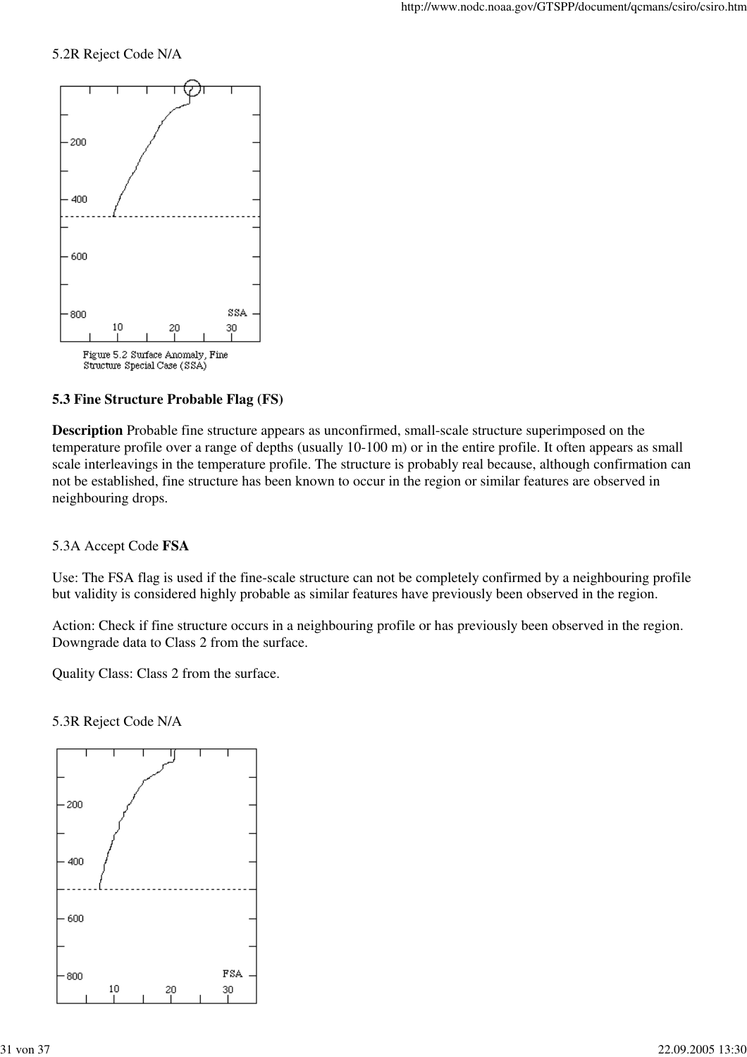5.2R Reject Code N/A

Figure 5.2 Surface Anomaly, Fine Structure Special Case (SSA)

### 5.3 Fine Structure Probable Flag (FS)

**Description** Probable fine structure appears as unconfirmed, small-scale structure superimposed on the temperature profile over a range of depths (usually 10-100 m) or in the entire profile. It often appears as small scale interleavings in the temperature profile. The structure is probably real because, although confirmation can not be established, fine structure has been known to occur in the region or similar features are observed in neighbouring drops.

5.3A Accept Code **FSA**

Use: The FSA flag is used if the fine-scale structure can not be completely confirmed by a neighbouring profile but validity is considered highly probable as similar features have previously been observed in the region.

Action: Check if fine structure occurs in a neighbouring profile or has previously been observed in the region. Downgrade data to Class 2 from the surface.

Quality Class: Class 2 from the surface.

5.3R Reject Code N/A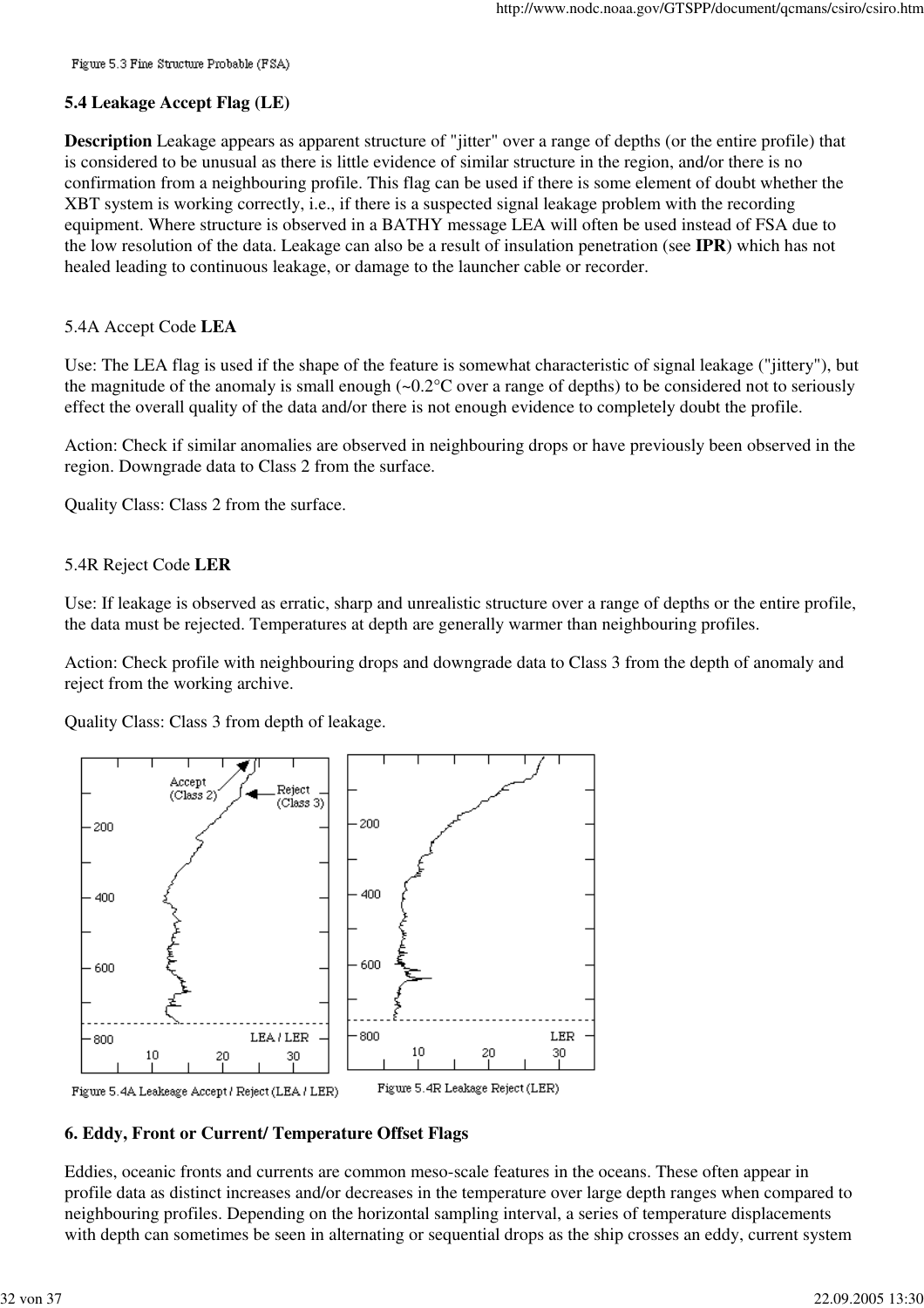Figure 5.3 Fine Structure Probable (FSA)

### 5.4 Leakage Accept Flag (LE)

**Description** Leakage appears as apparent structure of "jitter" over a range of depths (or the entire profile) that is considered to be unusual as there is little evidence of similar structure in the region, and/or there is no confirmation from a neighbouring profile. This flag can be used if there is some element of doubt whether the XBT system is working correctly, i.e., if there is a suspected signal leakage problem with the recording equipment. Where structure is observed in a BATHY message LEA will often be used instead of FSA due to the low resolution of the data. Leakage can also be a result of insulation penetration (see **IPR**) which has not healed leading to continuous leakage, or damage to the launcher cable or recorder.

5.4A Accept Code **LEA**

Use: The LEA flag is used if the shape of the feature is somewhat characteristic of signal leakage ("jittery"), but the magnitude of the anomaly is small enough (~0.2°C over a range of depths) to be considered not to seriously effect the overall quality of the data and/or there is not enough evidence to completely doubt the profile.

Action: Check if similar anomalies are observed in neighbouring drops or have previously been observed in the region. Downgrade data to Class 2 from the surface.

Quality Class: Class 2 from the surface.

5.4R Reject Code **LER**

Use: If leakage is observed as erratic, sharp and unrealistic structure over a range of depths or the entire profile, the data must be rejected. Temperatures at depth are generally warmer than neighbouring profiles.

Action: Check profile with neighbouring drops and downgrade data to Class 3 from the depth of anomaly and reject from the working archive.

Quality Class: Class 3 from depth of leakage.

Figure 5.4A Leakeage Accept / Reject (LEA / LER)

Figure 5.4R Leakage Reject (LER)

### 6. Eddy, Front or Current/ Temperature Offset Flags

Eddies, oceanic fronts and currents are common meso-scale features in the oceans. These often appear in profile data as distinct increases and/or decreases in the temperature over large depth ranges when compared to neighbouring profiles. Depending on the horizontal sampling interval, a series of temperature displacements with depth can sometimes be seen in alternating or sequential drops as the ship crosses an eddy, current system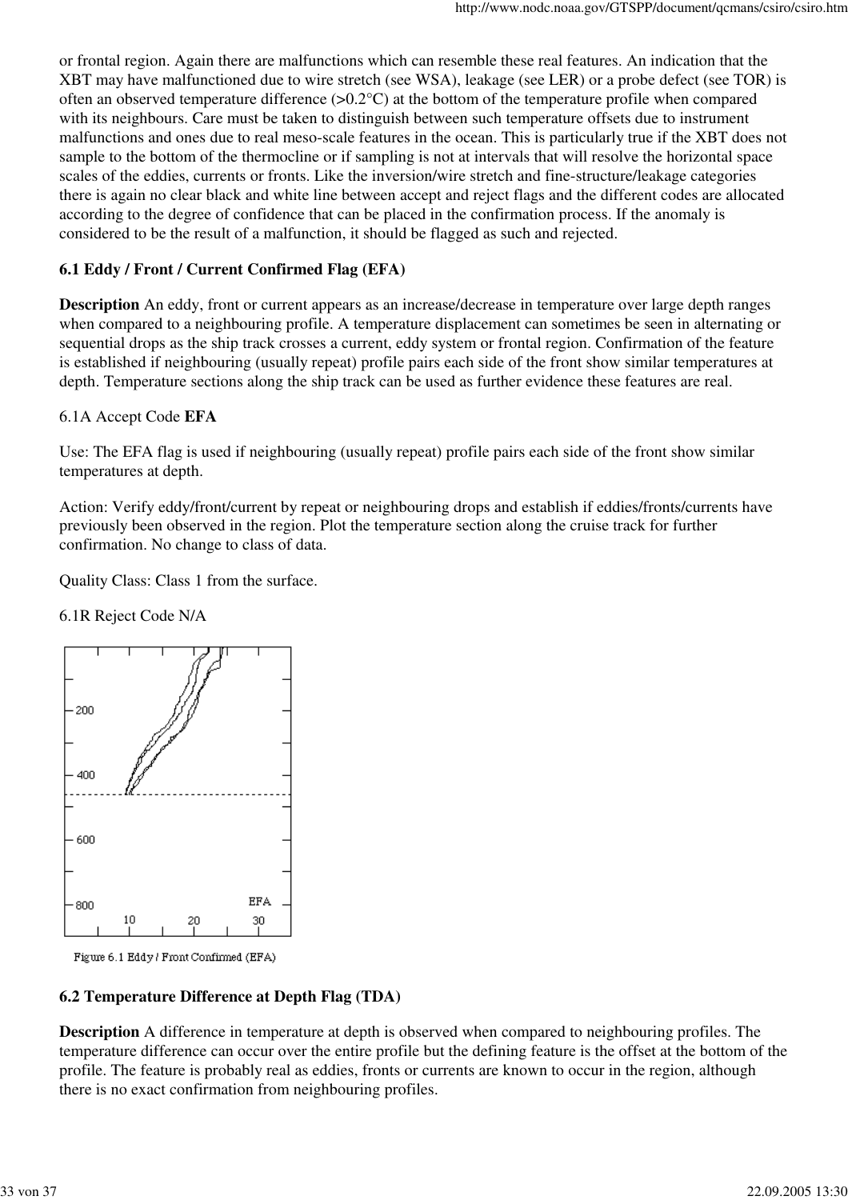or frontal region. Again there are malfunctions which can resemble these real features. An indication that the XBT may have malfunctioned due to wire stretch (see WSA), leakage (see LER) or a probe defect (see TOR) is often an observed temperature difference (>0.2°C) at the bottom of the temperature profile when compared with its neighbours. Care must be taken to distinguish between such temperature offsets due to instrument malfunctions and ones due to real meso-scale features in the ocean. This is particularly true if the XBT does not sample to the bottom of the thermocline or if sampling is not at intervals that will resolve the horizontal space scales of the eddies, currents or fronts. Like the inversion/wire stretch and fine-structure/leakage categories there is again no clear black and white line between accept and reject flags and the different codes are allocated according to the degree of confidence that can be placed in the confirmation process. If the anomaly is considered to be the result of a malfunction, it should be flagged as such and rejected.

### 6.1 Eddy / Front / Current Confirmed Flag (EFA)

**Description** An eddy, front or current appears as an increase/decrease in temperature over large depth ranges when compared to a neighbouring profile. A temperature displacement can sometimes be seen in alternating or sequential drops as the ship track crosses a current, eddy system or frontal region. Confirmation of the feature is established if neighbouring (usually repeat) profile pairs each side of the front show similar temperatures at depth. Temperature sections along the ship track can be used as further evidence these features are real.

6.1A Accept Code **EFA**

Use: The EFA flag is used if neighbouring (usually repeat) profile pairs each side of the front show similar temperatures at depth.

Action: Verify eddy/front/current by repeat or neighbouring drops and establish if eddies/fronts/currents have previously been observed in the region. Plot the temperature section along the cruise track for further confirmation. No change to class of data.

Quality Class: Class 1 from the surface.

6.1R Reject Code N/A

Figure 6.1 Eddy / Front Confirmed (EFA)

### 6.2 Temperature Difference at Depth Flag (TDA)

**Description** A difference in temperature at depth is observed when compared to neighbouring profiles. The temperature difference can occur over the entire profile but the defining feature is the offset at the bottom of the profile. The feature is probably real as eddies, fronts or currents are known to occur in the region, although there is no exact confirmation from neighbouring profiles.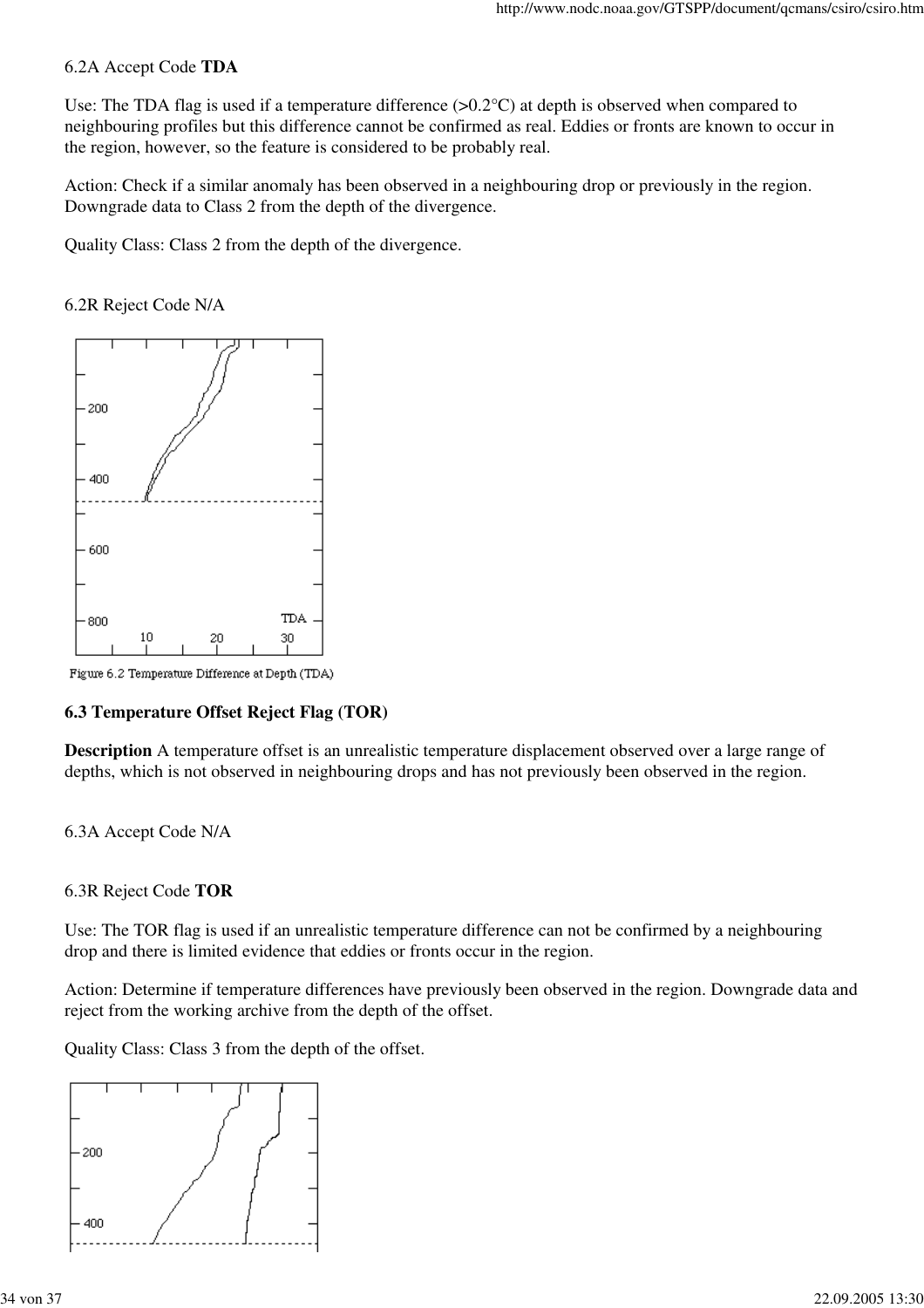6.2A Accept Code **TDA**

Use: The TDA flag is used if a temperature difference (>0.2°C) at depth is observed when compared to neighbouring profiles but this difference cannot be confirmed as real. Eddies or fronts are known to occur in the region, however, so the feature is considered to be probably real.

Action: Check if a similar anomaly has been observed in a neighbouring drop or previously in the region. Downgrade data to Class 2 from the depth of the divergence.

Quality Class: Class 2 from the depth of the divergence.

6.2R Reject Code N/A

Figure 6.2 Temperature Difference at Depth (TDA)

### 6.3 Temperature Offset Reject Flag (TOR)

**Description** A temperature offset is an unrealistic temperature displacement observed over a large range of depths, which is not observed in neighbouring drops and has not previously been observed in the region.

6.3A Accept Code N/A

6.3R Reject Code **TOR**

Use: The TOR flag is used if an unrealistic temperature difference can not be confirmed by a neighbouring drop and there is limited evidence that eddies or fronts occur in the region.

Action: Determine if temperature differences have previously been observed in the region. Downgrade data and reject from the working archive from the depth of the offset.

Quality Class: Class 3 from the depth of the offset.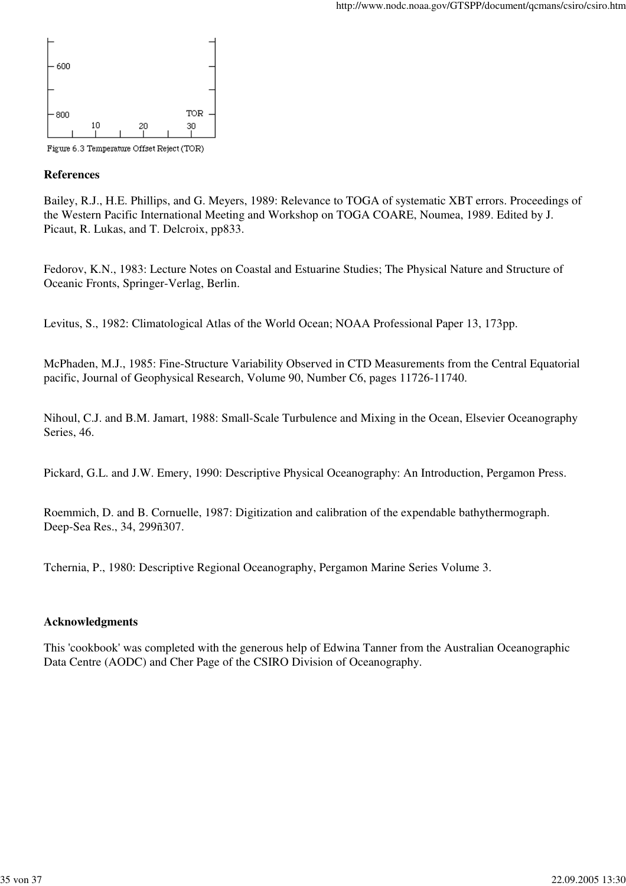Figure 6.3 Temperature Offset Reject (TOR)

**References**

Bailey, R.J., H.E. Phillips, and G. Meyers, 1989: Relevance to TOGA of systematic XBT errors. Proceedings of the Western Pacific International Meeting and Workshop on TOGA COARE, Noumea, 1989. Edited by J. Picaut, R. Lukas, and T. Delcroix, pp833.

Fedorov, K.N., 1983: Lecture Notes on Coastal and Estuarine Studies; The Physical Nature and Structure of Oceanic Fronts, Springer-Verlag, Berlin.

Levitus, S., 1982: Climatological Atlas of the World Ocean; NOAA Professional Paper 13, 173pp.

McPhaden, M.J., 1985: Fine-Structure Variability Observed in CTD Measurements from the Central Equatorial pacific, Journal of Geophysical Research, Volume 90, Number C6, pages 11726-11740.

Nihoul, C.J. and B.M. Jamart, 1988: Small-Scale Turbulence and Mixing in the Ocean, Elsevier Oceanography Series, 46.

Pickard, G.L. and J.W. Emery, 1990: Descriptive Physical Oceanography: An Introduction, Pergamon Press.

Roemmich, D. and B. Cornuelle, 1987: Digitization and calibration of the expendable bathythermograph. Deep-Sea Res., 34, 299ñ307.

Tchernia, P., 1980: Descriptive Regional Oceanography, Pergamon Marine Series Volume 3.

**Acknowledgments**

This 'cookbook' was completed with the generous help of Edwina Tanner from the Australian Oceanographic Data Centre (AODC) and Cher Page of the CSIRO Division of Oceanography.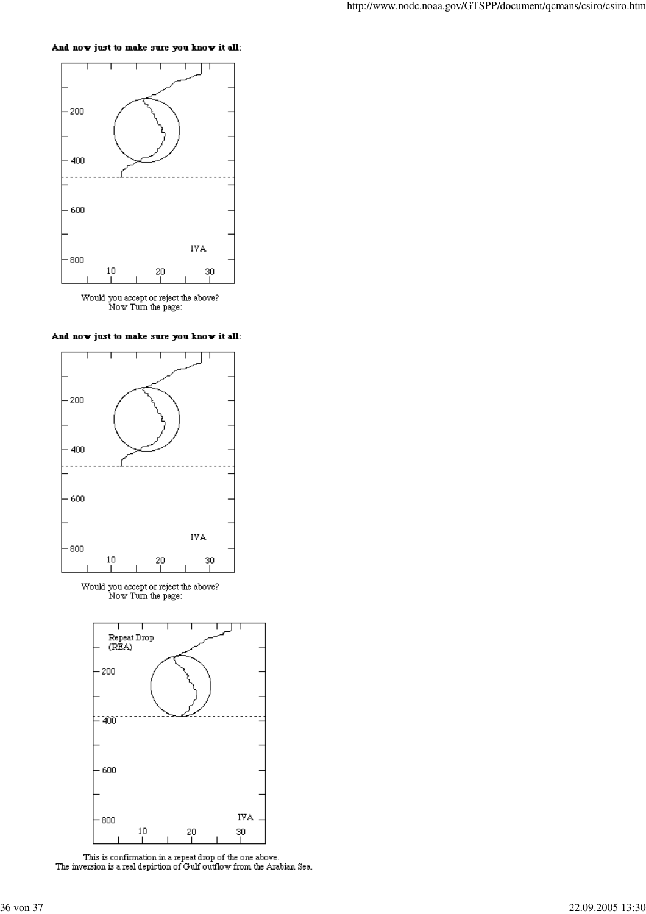**And now just to make sure you know it all:**

Would you accept or reject the above?
Now Turn the page:

**And now just to make sure you know it all:**

Would you accept or reject the above?
Now Turn the page:

This is confirmation in a repeat drop of the one above.
The inversion is a real depiction of Gulf outflow from the Arabian Sea.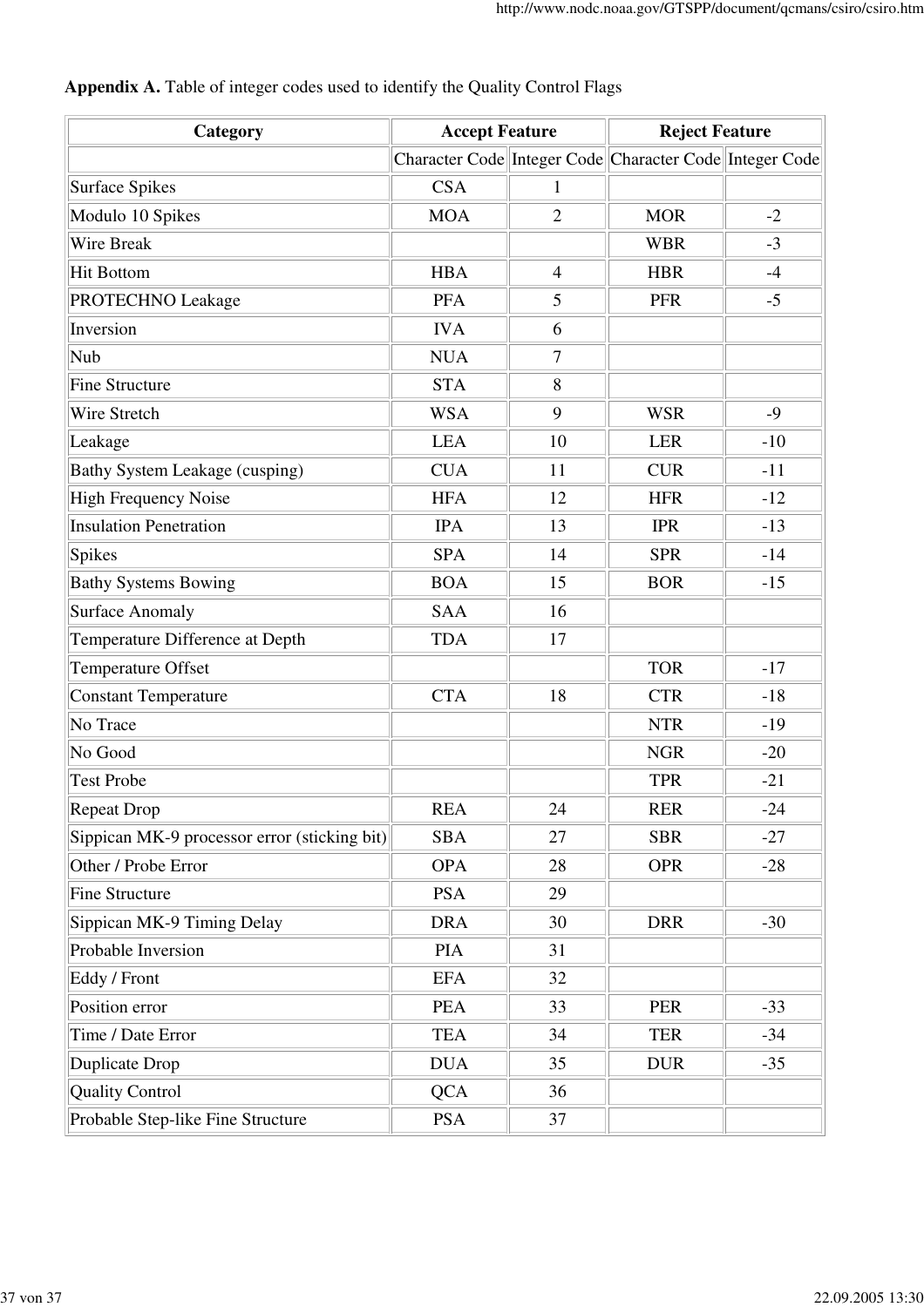**Appendix A.** Table of integer codes used to identify the Quality Control Flags

| Category | Accept Feature | | Reject Feature | |
|---|---|---|---|---|
| | Character Code | Integer Code | Character Code | Integer Code |
| Surface Spikes | CSA | 1 | | |
| Modulo 10 Spikes | MOA | 2 | MOR | -2 |
| Wire Break | | | WBR | -3 |
| Hit Bottom | HBA | 4 | HBR | -4 |
| PROTECHNO Leakage | PFA | 5 | PFR | -5 |
| Inversion | IVA | 6 | | |
| Nub | NUA | 7 | | |
| Fine Structure | STA | 8 | | |
| Wire Stretch | WSA | 9 | WSR | -9 |
| Leakage | LEA | 10 | LER | -10 |
| Bathy System Leakage (cusping) | CUA | 11 | CUR | -11 |
| High Frequency Noise | HFA | 12 | HFR | -12 |
| Insulation Penetration | IPA | 13 | IPR | -13 |
| Spikes | SPA | 14 | SPR | -14 |
| Bathy Systems Bowing | BOA | 15 | BOR | -15 |
| Surface Anomaly | SAA | 16 | | |
| Temperature Difference at Depth | TDA | 17 | | |
| Temperature Offset | | | TOR | -17 |
| Constant Temperature | CTA | 18 | CTR | -18 |
| No Trace | | | NTR | -19 |
| No Good | | | NGR | -20 |
| Test Probe | | | TPR | -21 |
| Repeat Drop | REA | 24 | RER | -24 |
| Sippican MK-9 processor error (sticking bit) | SBA | 27 | SBR | -27 |
| Other / Probe Error | OPA | 28 | OPR | -28 |
| Fine Structure | PSA | 29 | | |
| Sippican MK-9 Timing Delay | DRA | 30 | DRR | -30 |
| Probable Inversion | PIA | 31 | | |
| Eddy / Front | EFA | 32 | | |
| Position error | PEA | 33 | PER | -33 |
| Time / Date Error | TEA | 34 | TER | -34 |
| Duplicate Drop | DUA | 35 | DUR | -35 |
| Quality Control | QCA | 36 | | |
| Probable Step-like Fine Structure | PSA | 37 | | |